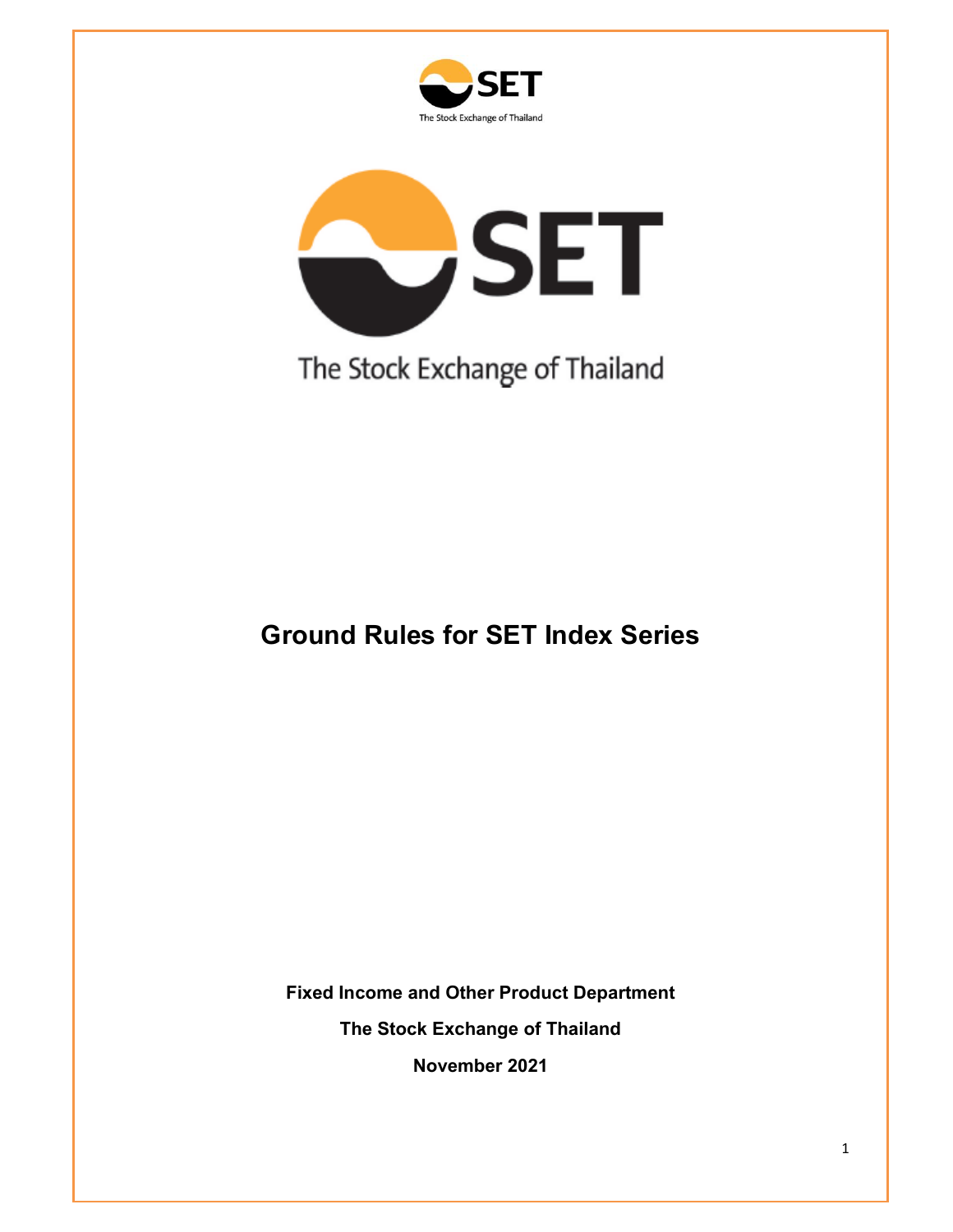The Stock Exchange of Thailand

The Stock Exchange of Thailand

# Ground Rules for SET Index Series

**Fixed Income and Other Product Department**

**The Stock Exchange of Thailand**

**November 2021**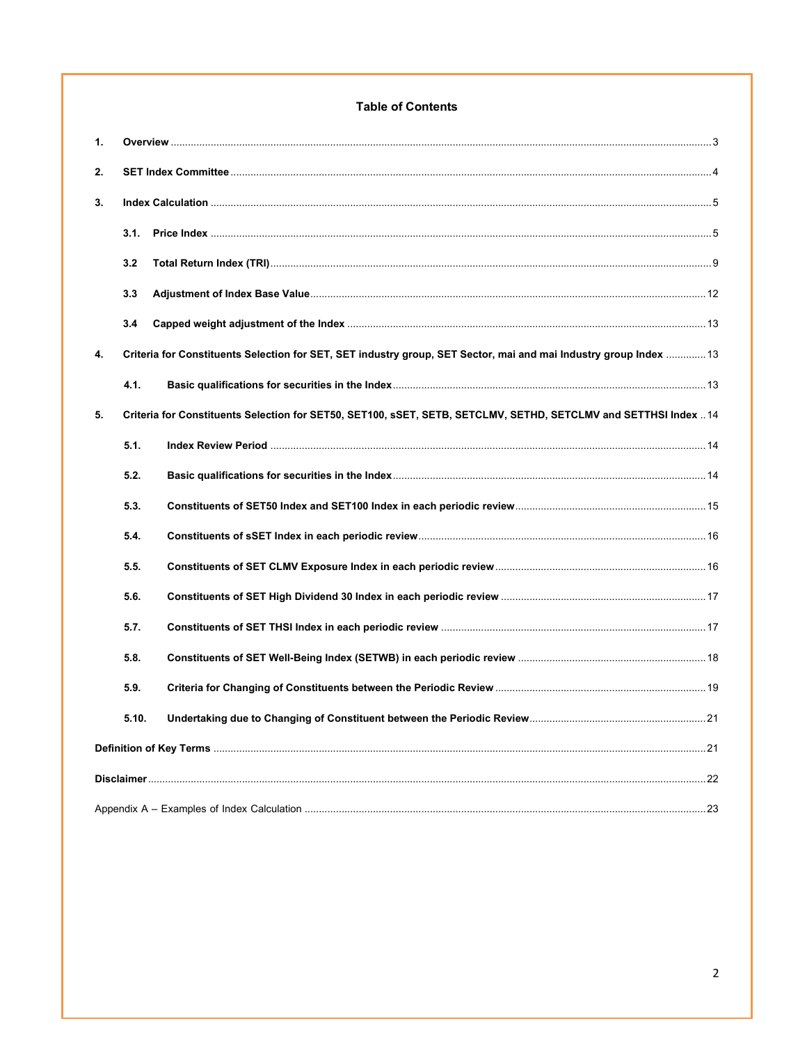## Table of Contents

1. **Overview** ..... 3
2. **SET Index Committee** ..... 4
3. **Index Calculation** ..... 5
   - 3.1. **Price Index** ..... 5
   - 3.2 **Total Return Index (TRI)** ..... 9
   - 3.3 **Adjustment of Index Base Value** ..... 12
   - 3.4 **Capped weight adjustment of the Index** ..... 13
4. **Criteria for Constituents Selection for SET, SET industry group, SET Sector, mai and mai Industry group Index** ..... 13
   - 4.1. **Basic qualifications for securities in the Index** ..... 13
5. **Criteria for Constituents Selection for SET50, SET100, sSET, SETB, SETCLMV, SETHD, SETCLMV and SETTHSI Index** ..... 14
   - 5.1. **Index Review Period** ..... 14
   - 5.2. **Basic qualifications for securities in the Index** ..... 14
   - 5.3. **Constituents of SET50 Index and SET100 Index in each periodic review** ..... 15
   - 5.4. **Constituents of sSET Index in each periodic review** ..... 16
   - 5.5. **Constituents of SET CLMV Exposure Index in each periodic review** ..... 16
   - 5.6. **Constituents of SET High Dividend 30 Index in each periodic review** ..... 17
   - 5.7. **Constituents of SET THSI Index in each periodic review** ..... 17
   - 5.8. **Constituents of SET Well-Being Index (SETWB) in each periodic review** ..... 18
   - 5.9. **Criteria for Changing of Constituents between the Periodic Review** ..... 19
   - 5.10. **Undertaking due to Changing of Constituent between the Periodic Review** ..... 21

**Definition of Key Terms** ..... 21

**Disclaimer** ..... 22

Appendix A – Examples of Index Calculation ..... 23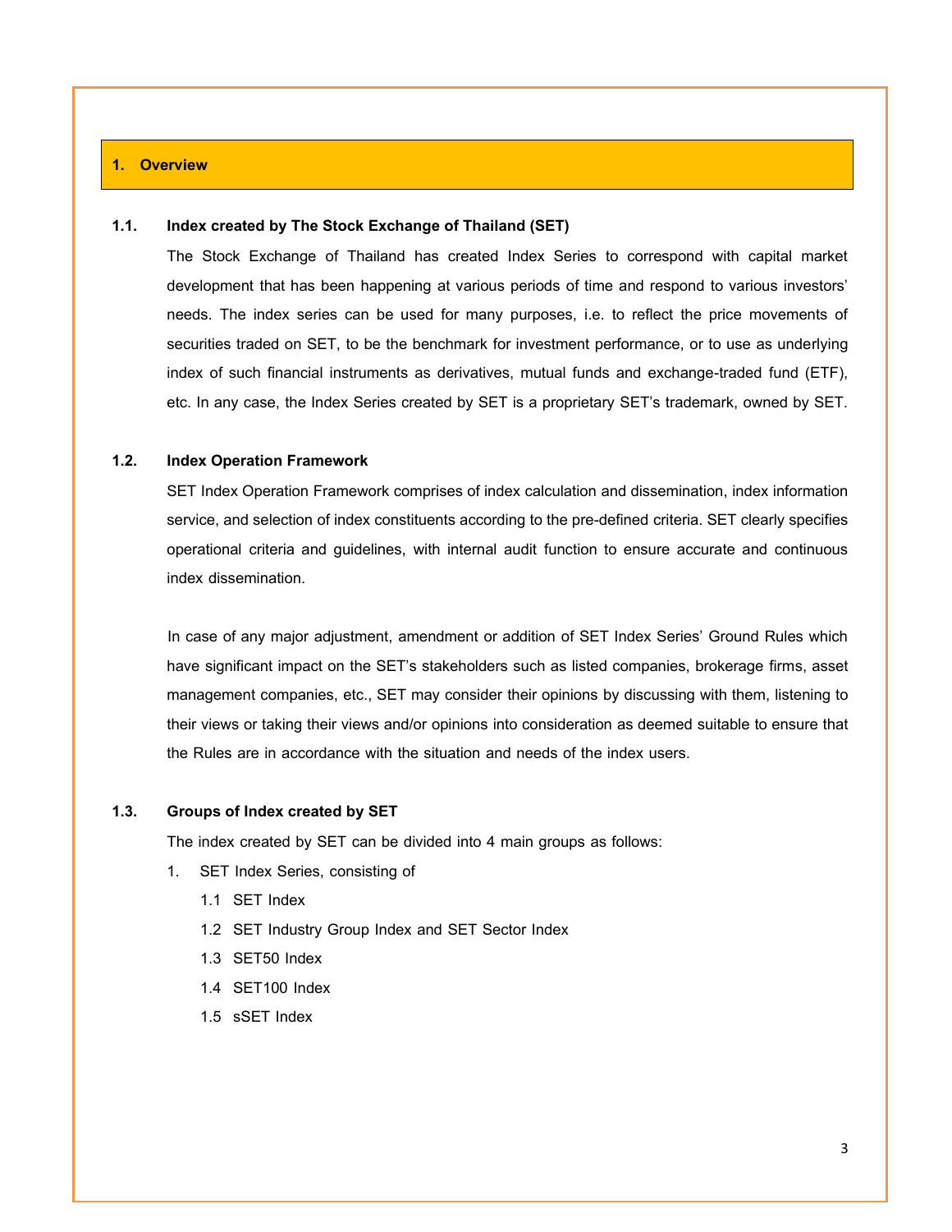# 1. Overview

## 1.1. Index created by The Stock Exchange of Thailand (SET)

The Stock Exchange of Thailand has created Index Series to correspond with capital market development that has been happening at various periods of time and respond to various investors' needs. The index series can be used for many purposes, i.e. to reflect the price movements of securities traded on SET, to be the benchmark for investment performance, or to use as underlying index of such financial instruments as derivatives, mutual funds and exchange-traded fund (ETF), etc. In any case, the Index Series created by SET is a proprietary SET's trademark, owned by SET.

## 1.2. Index Operation Framework

SET Index Operation Framework comprises of index calculation and dissemination, index information service, and selection of index constituents according to the pre-defined criteria. SET clearly specifies operational criteria and guidelines, with internal audit function to ensure accurate and continuous index dissemination.

In case of any major adjustment, amendment or addition of SET Index Series' Ground Rules which have significant impact on the SET's stakeholders such as listed companies, brokerage firms, asset management companies, etc., SET may consider their opinions by discussing with them, listening to their views or taking their views and/or opinions into consideration as deemed suitable to ensure that the Rules are in accordance with the situation and needs of the index users.

## 1.3. Groups of Index created by SET

The index created by SET can be divided into 4 main groups as follows:

1. SET Index Series, consisting of
   - 1.1 SET Index
   - 1.2 SET Industry Group Index and SET Sector Index
   - 1.3 SET50 Index
   - 1.4 SET100 Index
   - 1.5 sSET Index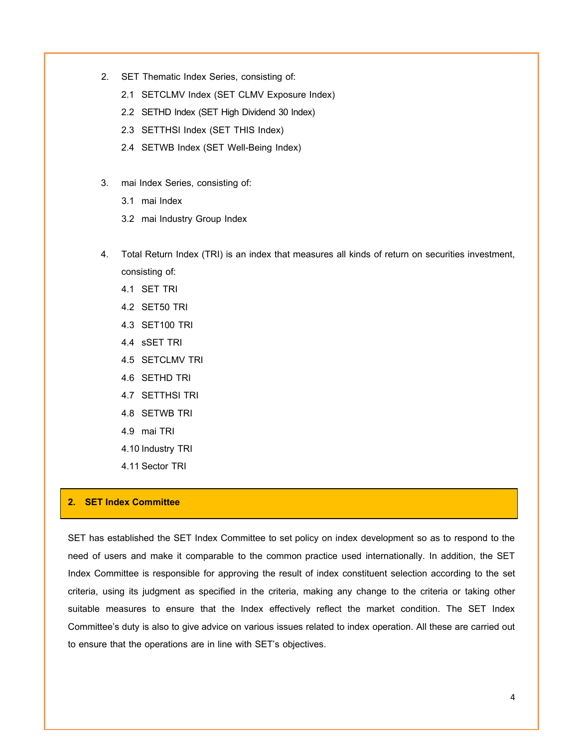2. SET Thematic Index Series, consisting of:
   - 2.1 SETCLMV Index (SET CLMV Exposure Index)
   - 2.2 SETHD Index (SET High Dividend 30 Index)
   - 2.3 SETTHSI Index (SET THIS Index)
   - 2.4 SETWB Index (SET Well-Being Index)

3. mai Index Series, consisting of:
   - 3.1 mai Index
   - 3.2 mai Industry Group Index

4. Total Return Index (TRI) is an index that measures all kinds of return on securities investment, consisting of:
   - 4.1 SET TRI
   - 4.2 SET50 TRI
   - 4.3 SET100 TRI
   - 4.4 sSET TRI
   - 4.5 SETCLMV TRI
   - 4.6 SETHD TRI
   - 4.7 SETTHSI TRI
   - 4.8 SETWB TRI
   - 4.9 mai TRI
   - 4.10 Industry TRI
   - 4.11 Sector TRI

## 2. SET Index Committee

SET has established the SET Index Committee to set policy on index development so as to respond to the need of users and make it comparable to the common practice used internationally. In addition, the SET Index Committee is responsible for approving the result of index constituent selection according to the set criteria, using its judgment as specified in the criteria, making any change to the criteria or taking other suitable measures to ensure that the Index effectively reflect the market condition. The SET Index Committee's duty is also to give advice on various issues related to index operation. All these are carried out to ensure that the operations are in line with SET's objectives.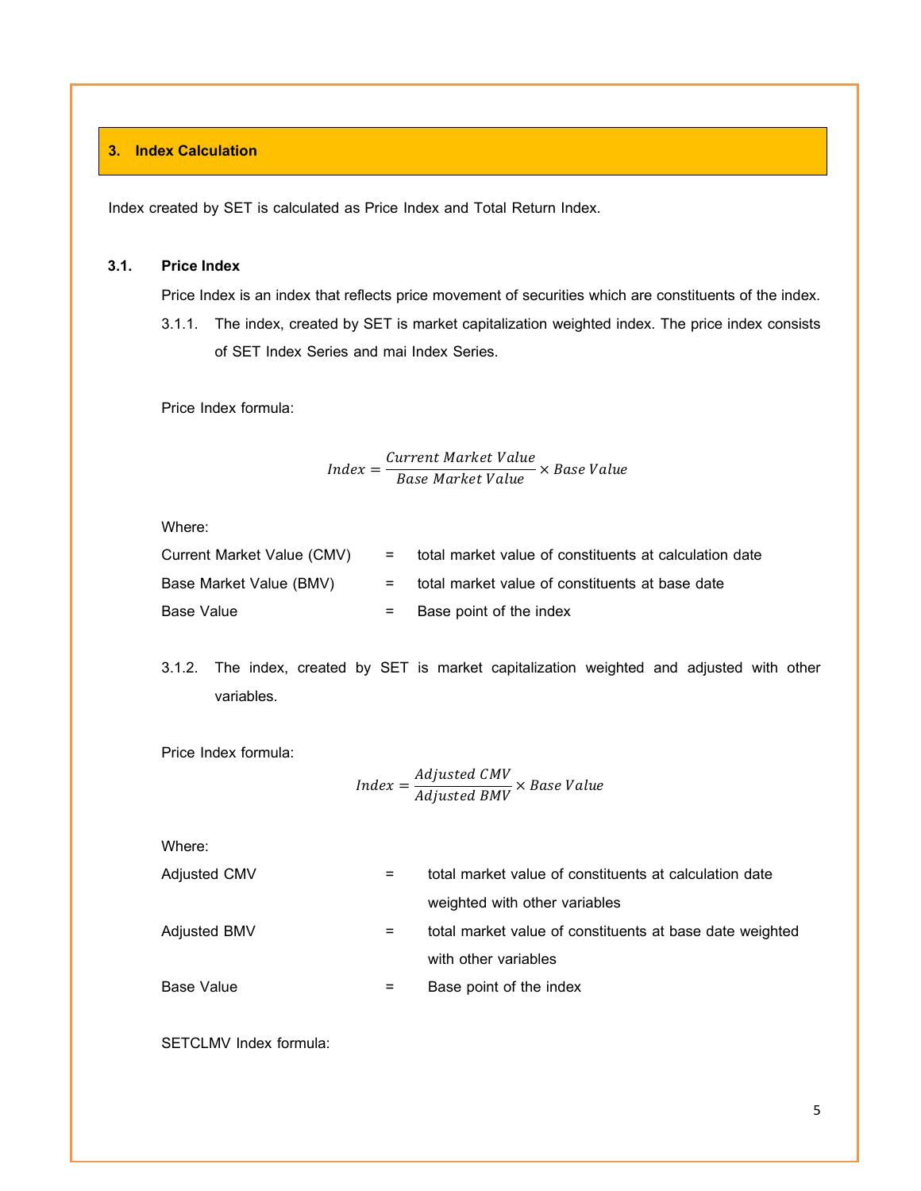## 3. Index Calculation

Index created by SET is calculated as Price Index and Total Return Index.

### 3.1. Price Index

Price Index is an index that reflects price movement of securities which are constituents of the index.

3.1.1. The index, created by SET is market capitalization weighted index. The price index consists of SET Index Series and mai Index Series.

Price Index formula:

$$Index = \frac{Current\ Market\ Value}{Base\ Market\ Value} \times Base\ Value$$

Where:

| | | |
|---|---|---|
| Current Market Value (CMV) | = | total market value of constituents at calculation date |
| Base Market Value (BMV) | = | total market value of constituents at base date |
| Base Value | = | Base point of the index |

3.1.2. The index, created by SET is market capitalization weighted and adjusted with other variables.

Price Index formula:

$$Index = \frac{Adjusted\ CMV}{Adjusted\ BMV} \times Base\ Value$$

Where:

| | | |
|---|---|---|
| Adjusted CMV | = | total market value of constituents at calculation date weighted with other variables |
| Adjusted BMV | = | total market value of constituents at base date weighted with other variables |
| Base Value | = | Base point of the index |

SETCLMV Index formula: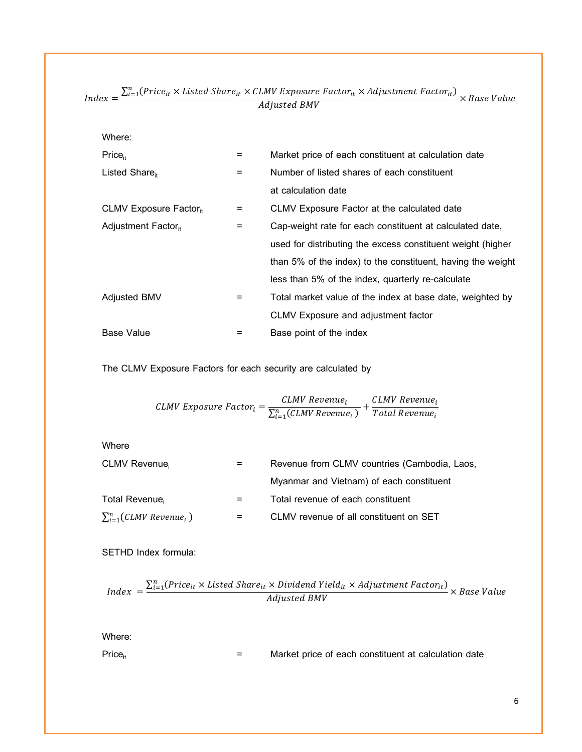$$Index = \frac{\sum_{i=1}^{n}(Price_{it} \times Listed\ Share_{it} \times CLMV\ Exposure\ Factor_{it} \times Adjustment\ Factor_{it})}{Adjusted\ BMV} \times Base\ Value$$

Where:

| | | |
|---|---|---|
| $Price_{it}$ | = | Market price of each constituent at calculation date |
| $Listed\ Share_{it}$ | = | Number of listed shares of each constituent at calculation date |
| $CLMV\ Exposure\ Factor_{it}$ | = | CLMV Exposure Factor at the calculated date |
| $Adjustment\ Factor_{it}$ | = | Cap-weight rate for each constituent at calculated date, used for distributing the excess constituent weight (higher than 5% of the index) to the constituent, having the weight less than 5% of the index, quarterly re-calculate |
| Adjusted BMV | = | Total market value of the index at base date, weighted by CLMV Exposure and adjustment factor |
| Base Value | = | Base point of the index |

The CLMV Exposure Factors for each security are calculated by

$$CLMV\ Exposure\ Factor_i = \frac{CLMV\ Revenue_i}{\sum_{i=1}^{n}(CLMV\ Revenue_i)} + \frac{CLMV\ Revenue_i}{Total\ Revenue_i}$$

Where

| | | |
|---|---|---|
| $CLMV\ Revenue_i$ | = | Revenue from CLMV countries (Cambodia, Laos, Myanmar and Vietnam) of each constituent |
| $Total\ Revenue_i$ | = | Total revenue of each constituent |
| $\sum_{i=1}^{n}(CLMV\ Revenue_i)$ | = | CLMV revenue of all constituent on SET |

SETHD Index formula:

$$Index = \frac{\sum_{i=1}^{n}(Price_{it} \times Listed\ Share_{it} \times Dividend\ Yield_{it} \times Adjustment\ Factor_{it})}{Adjusted\ BMV} \times Base\ Value$$

Where:

| | | |
|---|---|---|
| $Price_{it}$ | = | Market price of each constituent at calculation date |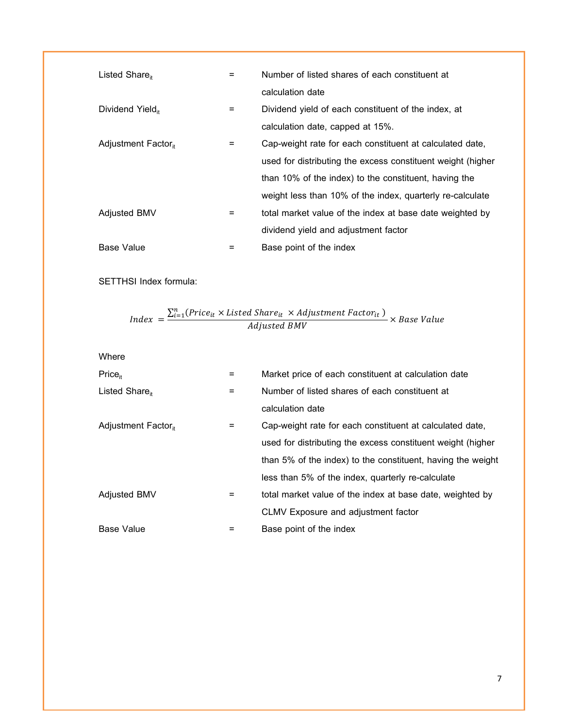| | | |
|---|---|---|
| Listed Share$_{it}$ | = | Number of listed shares of each constituent at calculation date |
| Dividend Yield$_{it}$ | = | Dividend yield of each constituent of the index, at calculation date, capped at 15%. |
| Adjustment Factor$_{it}$ | = | Cap-weight rate for each constituent at calculated date, used for distributing the excess constituent weight (higher than 10% of the index) to the constituent, having the weight less than 10% of the index, quarterly re-calculate |
| Adjusted BMV | = | total market value of the index at base date weighted by dividend yield and adjustment factor |
| Base Value | = | Base point of the index |

SETTHSI Index formula:

$$Index = \frac{\sum_{i=1}^{n}(Price_{it} \times Listed\ Share_{it} \times Adjustment\ Factor_{it})}{Adjusted\ BMV} \times Base\ Value$$

Where

| | | |
|---|---|---|
| Price$_{it}$ | = | Market price of each constituent at calculation date |
| Listed Share$_{it}$ | = | Number of listed shares of each constituent at calculation date |
| Adjustment Factor$_{it}$ | = | Cap-weight rate for each constituent at calculated date, used for distributing the excess constituent weight (higher than 5% of the index) to the constituent, having the weight less than 5% of the index, quarterly re-calculate |
| Adjusted BMV | = | total market value of the index at base date, weighted by CLMV Exposure and adjustment factor |
| Base Value | = | Base point of the index |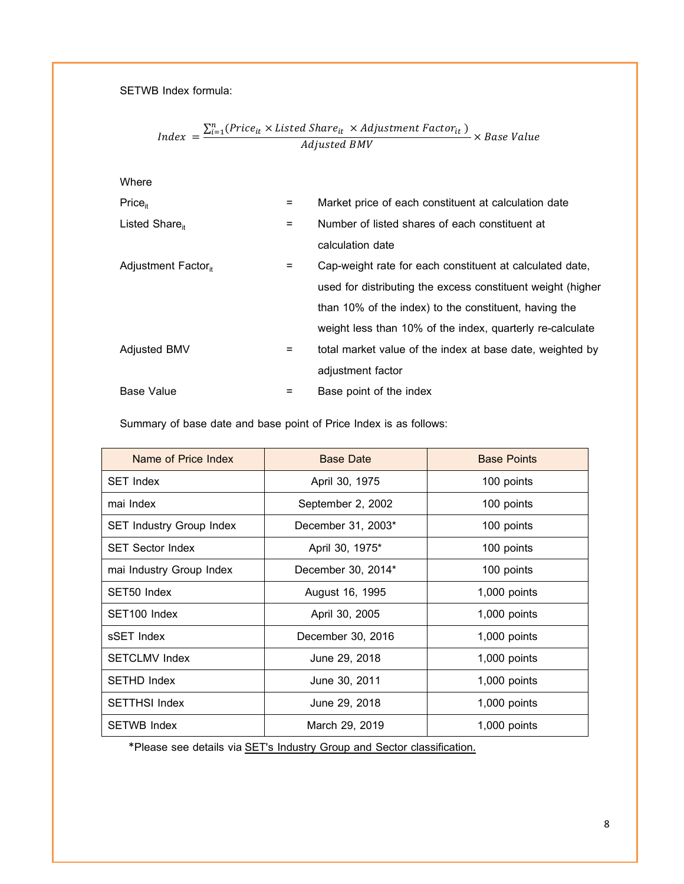SETWB Index formula:

$$Index = \frac{\sum_{i=1}^{n}(Price_{it} \times Listed\ Share_{it} \times Adjustment\ Factor_{it})}{Adjusted\ BMV} \times Base\ Value$$

Where

| | | |
|---|---|---|
| $Price_{it}$ | = | Market price of each constituent at calculation date |
| $Listed\ Share_{it}$ | = | Number of listed shares of each constituent at calculation date |
| $Adjustment\ Factor_{it}$ | = | Cap-weight rate for each constituent at calculated date, used for distributing the excess constituent weight (higher than 10% of the index) to the constituent, having the weight less than 10% of the index, quarterly re-calculate |
| Adjusted BMV | = | total market value of the index at base date, weighted by adjustment factor |
| Base Value | = | Base point of the index |

Summary of base date and base point of Price Index is as follows:

| Name of Price Index | Base Date | Base Points |
|---|---|---|
| SET Index | April 30, 1975 | 100 points |
| mai Index | September 2, 2002 | 100 points |
| SET Industry Group Index | December 31, 2003* | 100 points |
| SET Sector Index | April 30, 1975* | 100 points |
| mai Industry Group Index | December 30, 2014* | 100 points |
| SET50 Index | August 16, 1995 | 1,000 points |
| SET100 Index | April 30, 2005 | 1,000 points |
| sSET Index | December 30, 2016 | 1,000 points |
| SETCLMV Index | June 29, 2018 | 1,000 points |
| SETHD Index | June 30, 2011 | 1,000 points |
| SETTHSI Index | June 29, 2018 | 1,000 points |
| SETWB Index | March 29, 2019 | 1,000 points |

*Please see details via SET's Industry Group and Sector classification.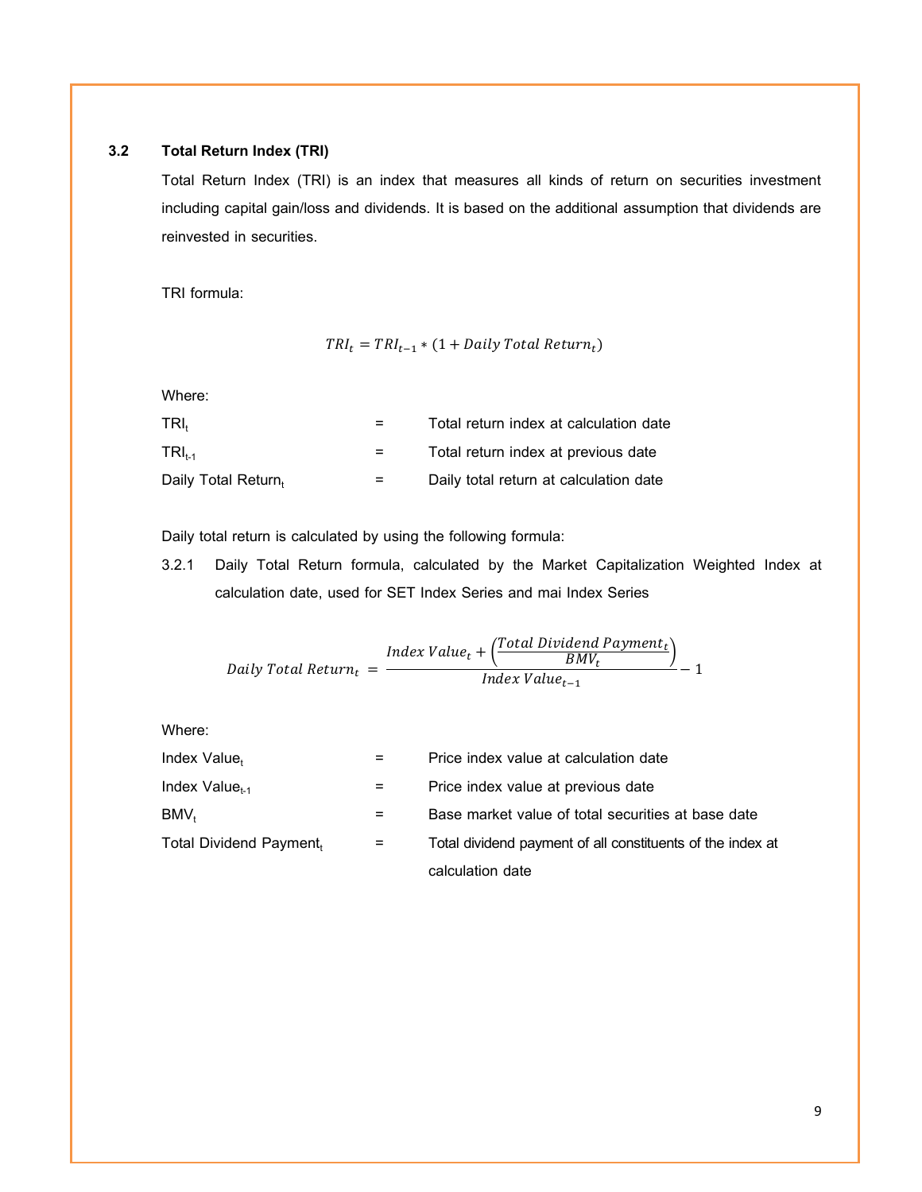### 3.2 Total Return Index (TRI)

Total Return Index (TRI) is an index that measures all kinds of return on securities investment including capital gain/loss and dividends. It is based on the additional assumption that dividends are reinvested in securities.

TRI formula:

$$TRI_t = TRI_{t-1} * (1 + Daily\ Total\ Return_t)$$

Where:

| | | |
|---|---|---|
| $TRI_t$ | = | Total return index at calculation date |
| $TRI_{t-1}$ | = | Total return index at previous date |
| Daily Total $Return_t$ | = | Daily total return at calculation date |

Daily total return is calculated by using the following formula:

3.2.1 Daily Total Return formula, calculated by the Market Capitalization Weighted Index at calculation date, used for SET Index Series and mai Index Series

$$Daily\ Total\ Return_t = \frac{Index\ Value_t + \left(\frac{Total\ Dividend\ Payment_t}{BMV_t}\right)}{Index\ Value_{t-1}} - 1$$

Where:

| | | |
|---|---|---|
| Index $Value_t$ | = | Price index value at calculation date |
| Index $Value_{t-1}$ | = | Price index value at previous date |
| $BMV_t$ | = | Base market value of total securities at base date |
| Total Dividend $Payment_t$ | = | Total dividend payment of all constituents of the index at calculation date |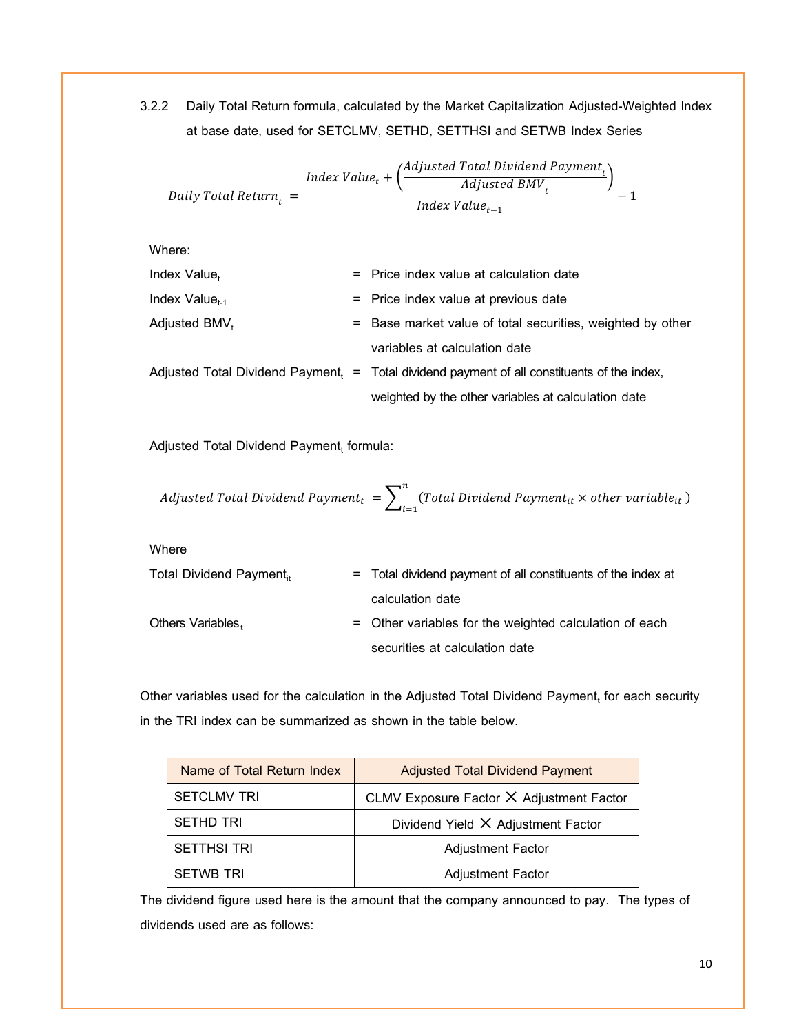3.2.2 Daily Total Return formula, calculated by the Market Capitalization Adjusted-Weighted Index at base date, used for SETCLMV, SETHD, SETTHSI and SETWB Index Series

$$Daily\ Total\ Return_t = \frac{Index\ Value_t + \left(\frac{Adjusted\ Total\ Dividend\ Payment_t}{Adjusted\ BMV_t}\right)}{Index\ Value_{t-1}} - 1$$

Where:

| | | |
|---|---|---|
| Index Value$_t$ | = | Price index value at calculation date |
| Index Value$_{t-1}$ | = | Price index value at previous date |
| Adjusted BMV$_t$ | = | Base market value of total securities, weighted by other variables at calculation date |
| Adjusted Total Dividend Payment$_t$ | = | Total dividend payment of all constituents of the index, weighted by the other variables at calculation date |

Adjusted Total Dividend Payment$_t$ formula:

$$Adjusted\ Total\ Dividend\ Payment_t = \sum_{i=1}^{n} (Total\ Dividend\ Payment_{it} \times other\ variable_{it})$$

Where

| | | |
|---|---|---|
| Total Dividend Payment$_{it}$ | = | Total dividend payment of all constituents of the index at calculation date |
| Others Variables$_{it}$ | = | Other variables for the weighted calculation of each securities at calculation date |

Other variables used for the calculation in the Adjusted Total Dividend Payment$_t$ for each security in the TRI index can be summarized as shown in the table below.

| Name of Total Return Index | Adjusted Total Dividend Payment |
|---|---|
| SETCLMV TRI | CLMV Exposure Factor × Adjustment Factor |
| SETHD TRI | Dividend Yield × Adjustment Factor |
| SETTHSI TRI | Adjustment Factor |
| SETWB TRI | Adjustment Factor |

The dividend figure used here is the amount that the company announced to pay. The types of dividends used are as follows: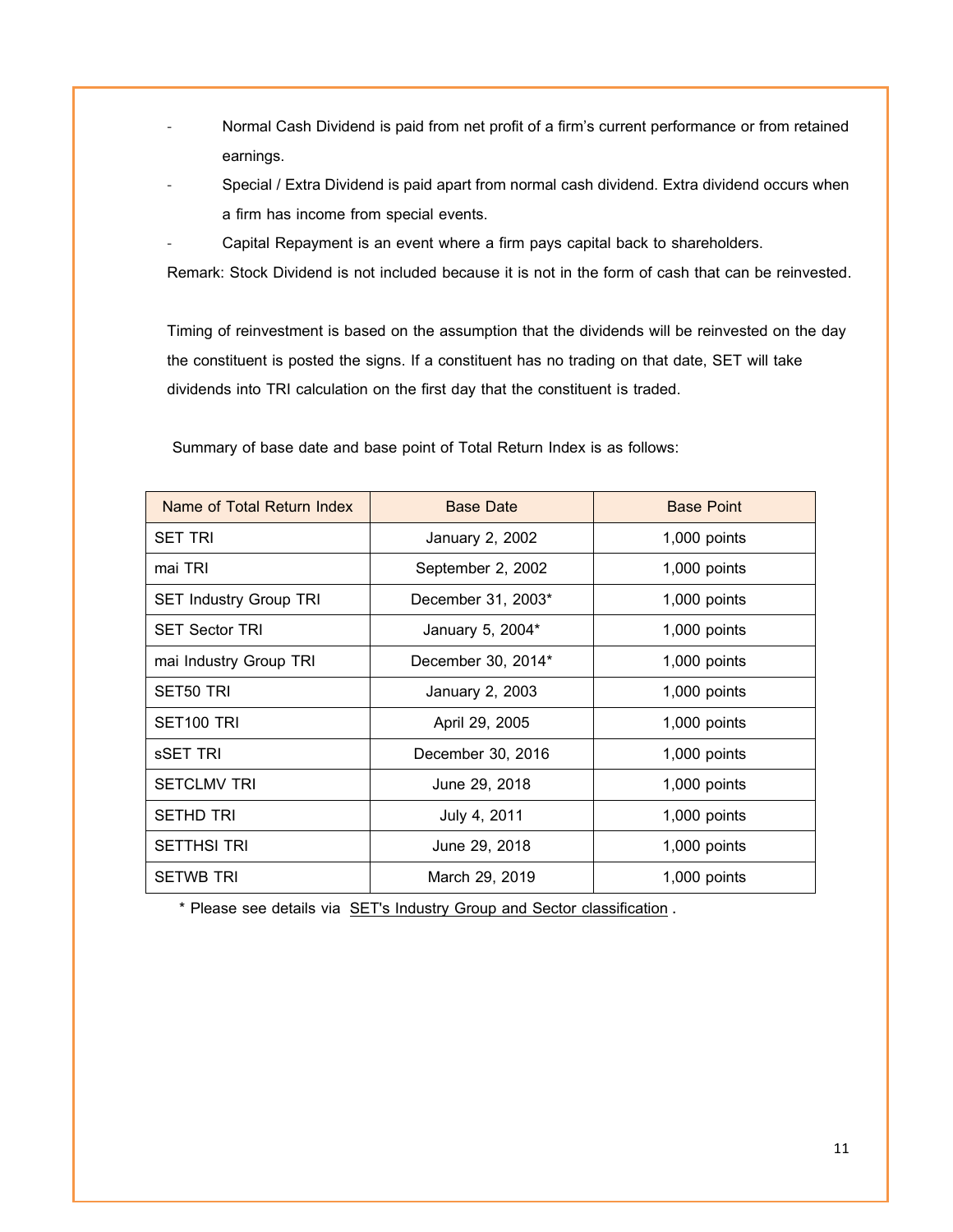- Normal Cash Dividend is paid from net profit of a firm's current performance or from retained earnings.
- Special / Extra Dividend is paid apart from normal cash dividend. Extra dividend occurs when a firm has income from special events.
- Capital Repayment is an event where a firm pays capital back to shareholders.

Remark: Stock Dividend is not included because it is not in the form of cash that can be reinvested.

Timing of reinvestment is based on the assumption that the dividends will be reinvested on the day the constituent is posted the signs. If a constituent has no trading on that date, SET will take dividends into TRI calculation on the first day that the constituent is traded.

Summary of base date and base point of Total Return Index is as follows:

| Name of Total Return Index | Base Date | Base Point |
|---|---|---|
| SET TRI | January 2, 2002 | 1,000 points |
| mai TRI | September 2, 2002 | 1,000 points |
| SET Industry Group TRI | December 31, 2003* | 1,000 points |
| SET Sector TRI | January 5, 2004* | 1,000 points |
| mai Industry Group TRI | December 30, 2014* | 1,000 points |
| SET50 TRI | January 2, 2003 | 1,000 points |
| SET100 TRI | April 29, 2005 | 1,000 points |
| sSET TRI | December 30, 2016 | 1,000 points |
| SETCLMV TRI | June 29, 2018 | 1,000 points |
| SETHD TRI | July 4, 2011 | 1,000 points |
| SETTHSI TRI | June 29, 2018 | 1,000 points |
| SETWB TRI | March 29, 2019 | 1,000 points |

* Please see details via SET's Industry Group and Sector classification .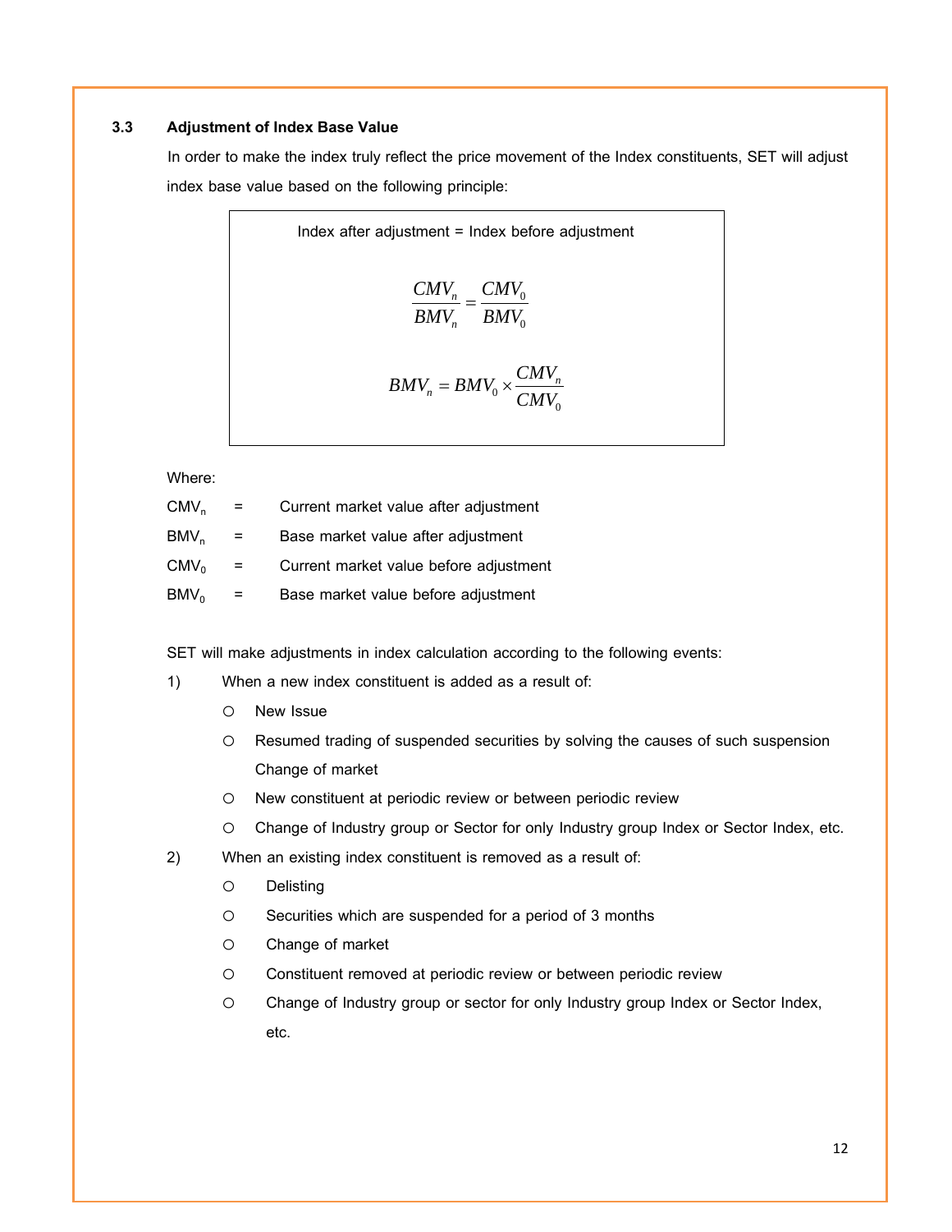### 3.3 Adjustment of Index Base Value

In order to make the index truly reflect the price movement of the Index constituents, SET will adjust index base value based on the following principle:

Index after adjustment = Index before adjustment

$$\frac{CMV_n}{BMV_n} = \frac{CMV_0}{BMV_0}$$

$$BMV_n = BMV_0 \times \frac{CMV_n}{CMV_0}$$

Where:

$CMV_n$ = Current market value after adjustment

$BMV_n$ = Base market value after adjustment

$CMV_0$ = Current market value before adjustment

$BMV_0$ = Base market value before adjustment

SET will make adjustments in index calculation according to the following events:

1) When a new index constituent is added as a result of:
   - New Issue
   - Resumed trading of suspended securities by solving the causes of such suspension Change of market
   - New constituent at periodic review or between periodic review
   - Change of Industry group or Sector for only Industry group Index or Sector Index, etc.
2) When an existing index constituent is removed as a result of:
   - Delisting
   - Securities which are suspended for a period of 3 months
   - Change of market
   - Constituent removed at periodic review or between periodic review
   - Change of Industry group or sector for only Industry group Index or Sector Index, etc.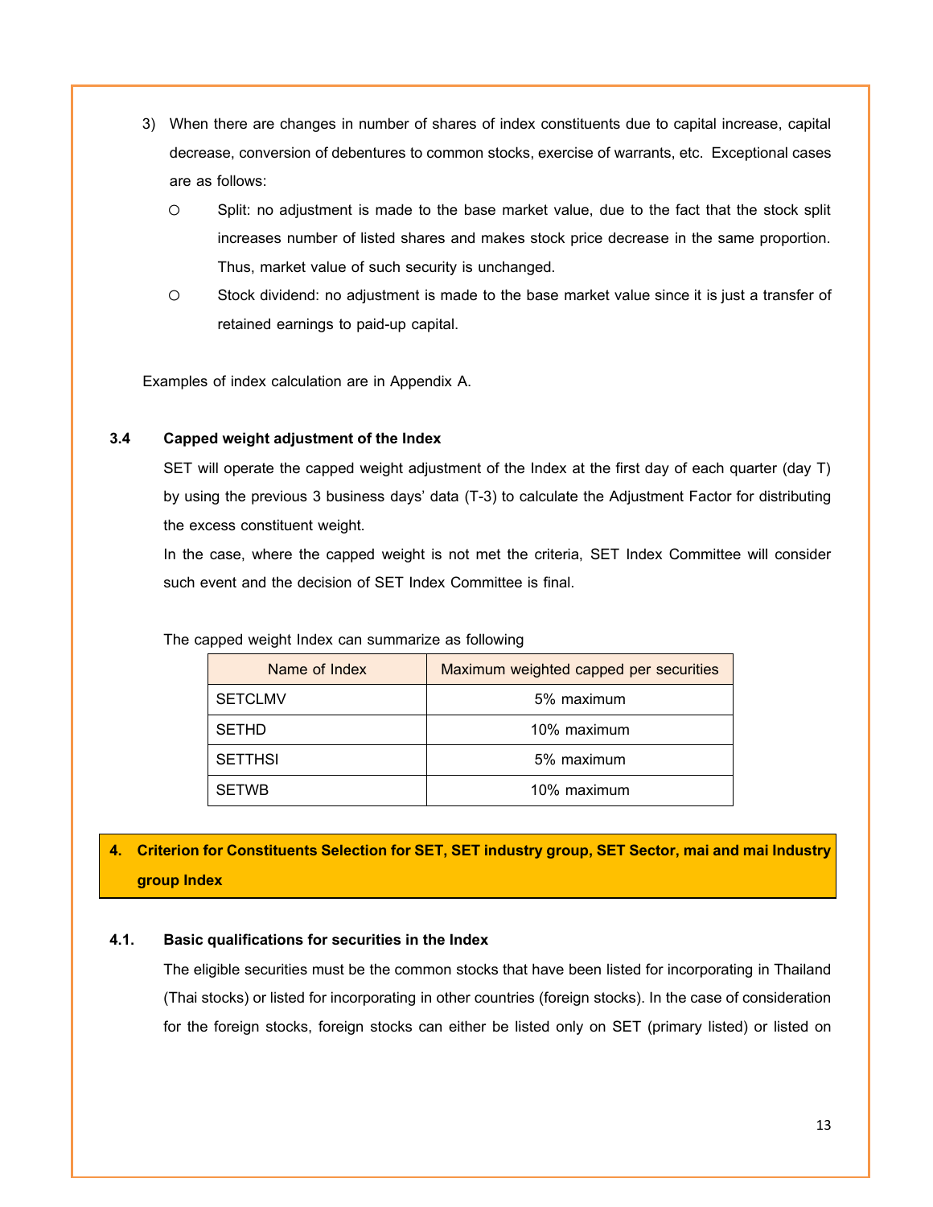3) When there are changes in number of shares of index constituents due to capital increase, capital decrease, conversion of debentures to common stocks, exercise of warrants, etc. Exceptional cases are as follows:

   - Split: no adjustment is made to the base market value, due to the fact that the stock split increases number of listed shares and makes stock price decrease in the same proportion. Thus, market value of such security is unchanged.
   - Stock dividend: no adjustment is made to the base market value since it is just a transfer of retained earnings to paid-up capital.

Examples of index calculation are in Appendix A.

### 3.4 Capped weight adjustment of the Index

SET will operate the capped weight adjustment of the Index at the first day of each quarter (day T) by using the previous 3 business days' data (T-3) to calculate the Adjustment Factor for distributing the excess constituent weight.

In the case, where the capped weight is not met the criteria, SET Index Committee will consider such event and the decision of SET Index Committee is final.

The capped weight Index can summarize as following

| Name of Index | Maximum weighted capped per securities |
|---|---|
| SETCLMV | 5% maximum |
| SETHD | 10% maximum |
| SETTHSI | 5% maximum |
| SETWB | 10% maximum |

## 4. Criterion for Constituents Selection for SET, SET industry group, SET Sector, mai and mai Industry group Index

### 4.1. Basic qualifications for securities in the Index

The eligible securities must be the common stocks that have been listed for incorporating in Thailand (Thai stocks) or listed for incorporating in other countries (foreign stocks). In the case of consideration for the foreign stocks, foreign stocks can either be listed only on SET (primary listed) or listed on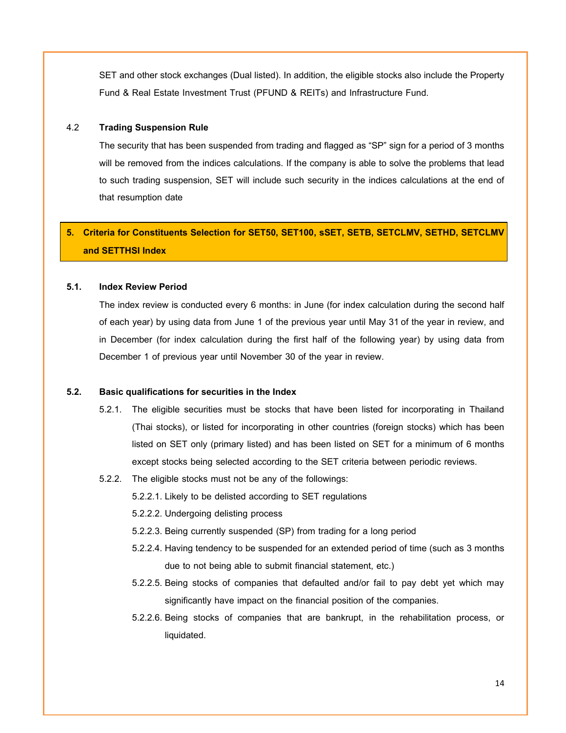SET and other stock exchanges (Dual listed). In addition, the eligible stocks also include the Property Fund & Real Estate Investment Trust (PFUND & REITs) and Infrastructure Fund.

### 4.2 Trading Suspension Rule

The security that has been suspended from trading and flagged as "SP" sign for a period of 3 months will be removed from the indices calculations. If the company is able to solve the problems that lead to such trading suspension, SET will include such security in the indices calculations at the end of that resumption date

## 5. Criteria for Constituents Selection for SET50, SET100, sSET, SETB, SETCLMV, SETHD, SETCLMV and SETTHSI Index

### 5.1. Index Review Period

The index review is conducted every 6 months: in June (for index calculation during the second half of each year) by using data from June 1 of the previous year until May 31 of the year in review, and in December (for index calculation during the first half of the following year) by using data from December 1 of previous year until November 30 of the year in review.

### 5.2. Basic qualifications for securities in the Index

5.2.1. The eligible securities must be stocks that have been listed for incorporating in Thailand (Thai stocks), or listed for incorporating in other countries (foreign stocks) which has been listed on SET only (primary listed) and has been listed on SET for a minimum of 6 months except stocks being selected according to the SET criteria between periodic reviews.

5.2.2. The eligible stocks must not be any of the followings:

- 5.2.2.1. Likely to be delisted according to SET regulations
- 5.2.2.2. Undergoing delisting process
- 5.2.2.3. Being currently suspended (SP) from trading for a long period
- 5.2.2.4. Having tendency to be suspended for an extended period of time (such as 3 months due to not being able to submit financial statement, etc.)
- 5.2.2.5. Being stocks of companies that defaulted and/or fail to pay debt yet which may significantly have impact on the financial position of the companies.
- 5.2.2.6. Being stocks of companies that are bankrupt, in the rehabilitation process, or liquidated.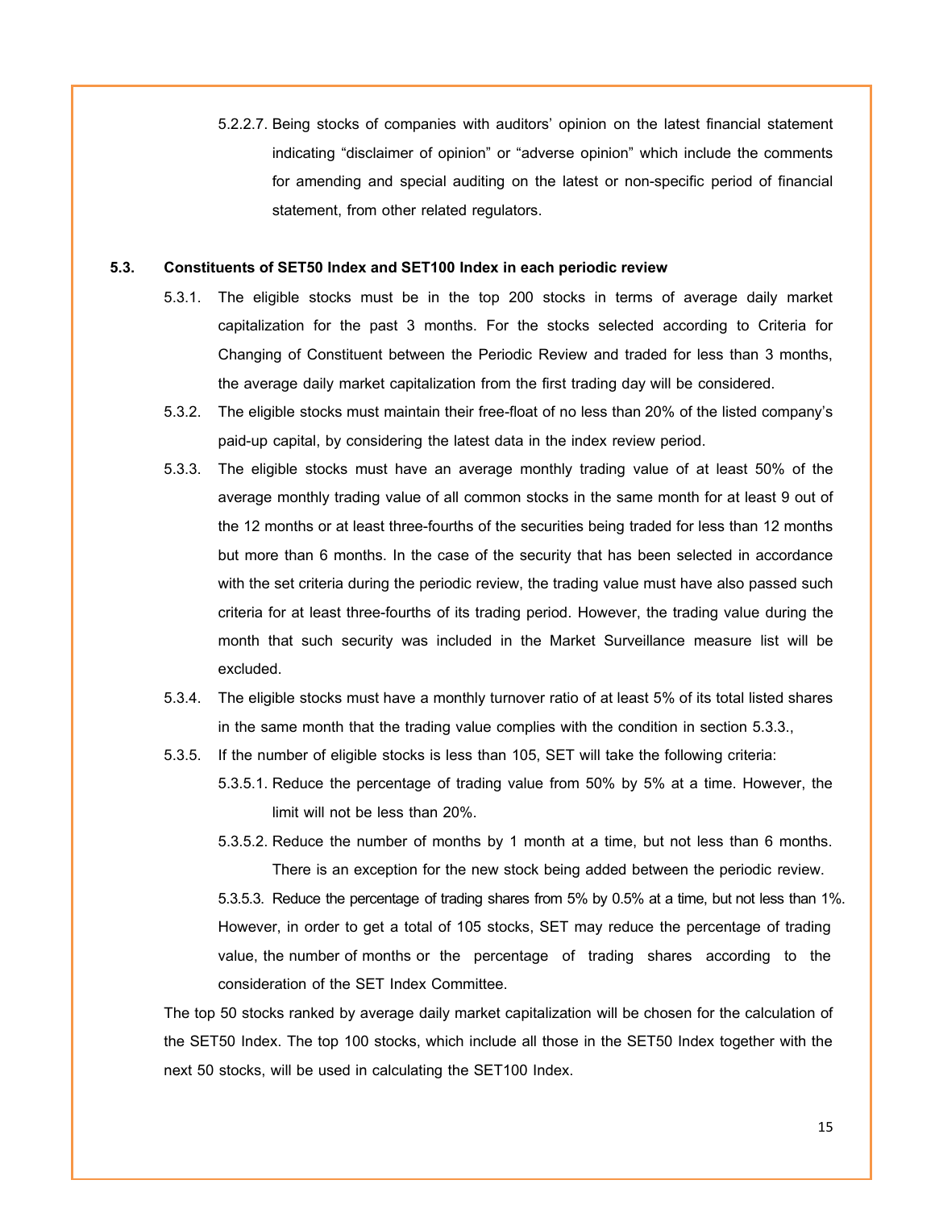5.2.2.7. Being stocks of companies with auditors' opinion on the latest financial statement indicating "disclaimer of opinion" or "adverse opinion" which include the comments for amending and special auditing on the latest or non-specific period of financial statement, from other related regulators.

## 5.3. Constituents of SET50 Index and SET100 Index in each periodic review

5.3.1. The eligible stocks must be in the top 200 stocks in terms of average daily market capitalization for the past 3 months. For the stocks selected according to Criteria for Changing of Constituent between the Periodic Review and traded for less than 3 months, the average daily market capitalization from the first trading day will be considered.

5.3.2. The eligible stocks must maintain their free-float of no less than 20% of the listed company's paid-up capital, by considering the latest data in the index review period.

5.3.3. The eligible stocks must have an average monthly trading value of at least 50% of the average monthly trading value of all common stocks in the same month for at least 9 out of the 12 months or at least three-fourths of the securities being traded for less than 12 months but more than 6 months. In the case of the security that has been selected in accordance with the set criteria during the periodic review, the trading value must have also passed such criteria for at least three-fourths of its trading period. However, the trading value during the month that such security was included in the Market Surveillance measure list will be excluded.

5.3.4. The eligible stocks must have a monthly turnover ratio of at least 5% of its total listed shares in the same month that the trading value complies with the condition in section 5.3.3.,

5.3.5. If the number of eligible stocks is less than 105, SET will take the following criteria:

5.3.5.1. Reduce the percentage of trading value from 50% by 5% at a time. However, the limit will not be less than 20%.

5.3.5.2. Reduce the number of months by 1 month at a time, but not less than 6 months. There is an exception for the new stock being added between the periodic review.

5.3.5.3. Reduce the percentage of trading shares from 5% by 0.5% at a time, but not less than 1%.

However, in order to get a total of 105 stocks, SET may reduce the percentage of trading value, the number of months or the percentage of trading shares according to the consideration of the SET Index Committee.

The top 50 stocks ranked by average daily market capitalization will be chosen for the calculation of the SET50 Index. The top 100 stocks, which include all those in the SET50 Index together with the next 50 stocks, will be used in calculating the SET100 Index.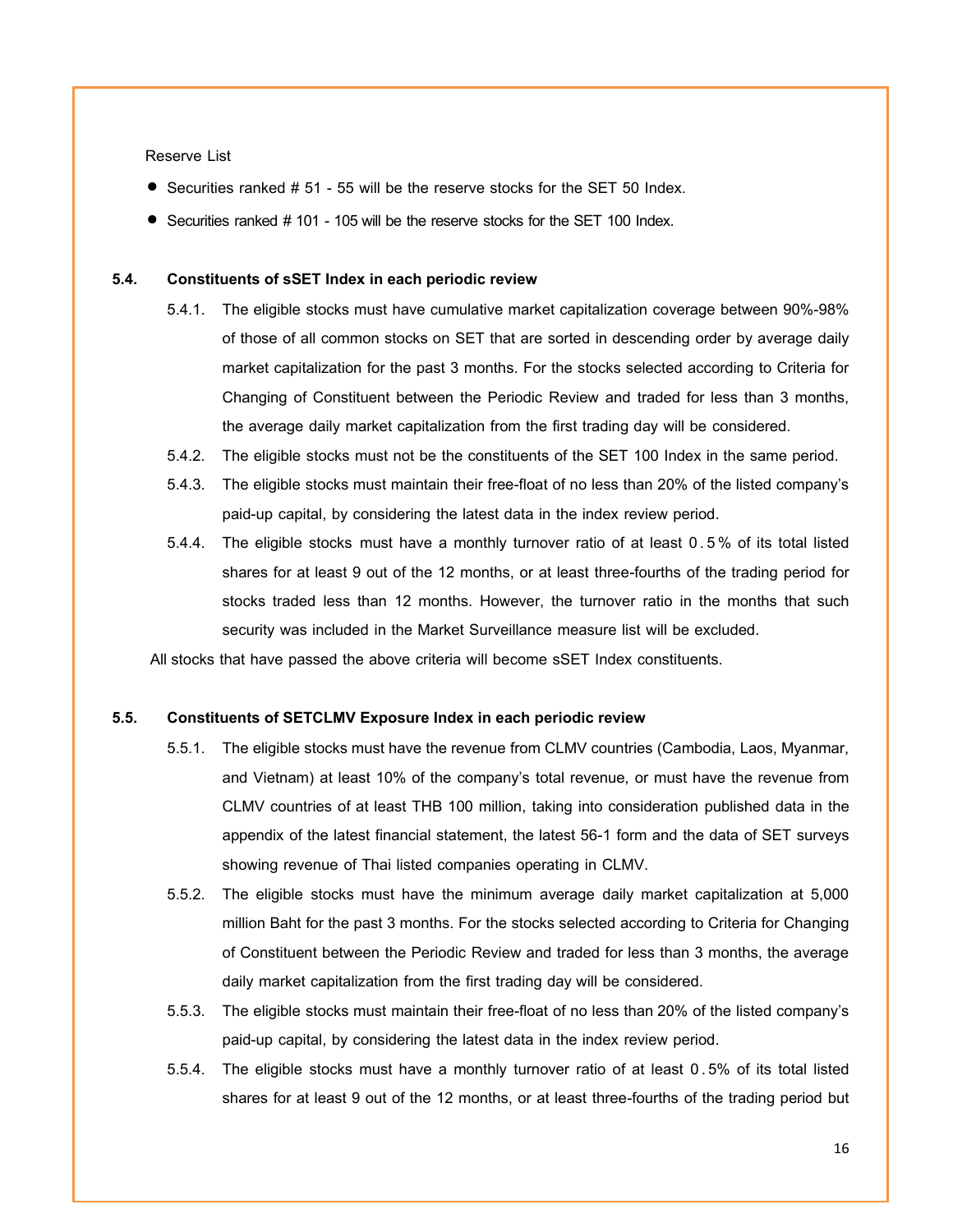Reserve List

- Securities ranked # 51 - 55 will be the reserve stocks for the SET 50 Index.
- Securities ranked # 101 - 105 will be the reserve stocks for the SET 100 Index.

**5.4. Constituents of sSET Index in each periodic review**

5.4.1. The eligible stocks must have cumulative market capitalization coverage between 90%-98% of those of all common stocks on SET that are sorted in descending order by average daily market capitalization for the past 3 months. For the stocks selected according to Criteria for Changing of Constituent between the Periodic Review and traded for less than 3 months, the average daily market capitalization from the first trading day will be considered.

5.4.2. The eligible stocks must not be the constituents of the SET 100 Index in the same period.

5.4.3. The eligible stocks must maintain their free-float of no less than 20% of the listed company's paid-up capital, by considering the latest data in the index review period.

5.4.4. The eligible stocks must have a monthly turnover ratio of at least 0.5% of its total listed shares for at least 9 out of the 12 months, or at least three-fourths of the trading period for stocks traded less than 12 months. However, the turnover ratio in the months that such security was included in the Market Surveillance measure list will be excluded.

All stocks that have passed the above criteria will become sSET Index constituents.

**5.5. Constituents of SETCLMV Exposure Index in each periodic review**

5.5.1. The eligible stocks must have the revenue from CLMV countries (Cambodia, Laos, Myanmar, and Vietnam) at least 10% of the company's total revenue, or must have the revenue from CLMV countries of at least THB 100 million, taking into consideration published data in the appendix of the latest financial statement, the latest 56-1 form and the data of SET surveys showing revenue of Thai listed companies operating in CLMV.

5.5.2. The eligible stocks must have the minimum average daily market capitalization at 5,000 million Baht for the past 3 months. For the stocks selected according to Criteria for Changing of Constituent between the Periodic Review and traded for less than 3 months, the average daily market capitalization from the first trading day will be considered.

5.5.3. The eligible stocks must maintain their free-float of no less than 20% of the listed company's paid-up capital, by considering the latest data in the index review period.

5.5.4. The eligible stocks must have a monthly turnover ratio of at least 0.5% of its total listed shares for at least 9 out of the 12 months, or at least three-fourths of the trading period but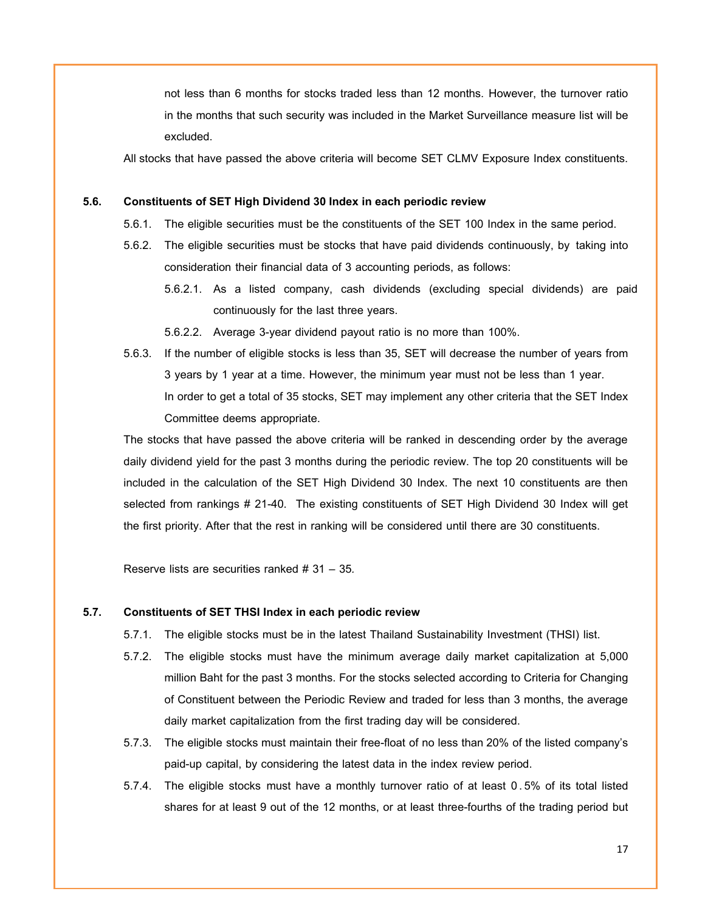not less than 6 months for stocks traded less than 12 months. However, the turnover ratio in the months that such security was included in the Market Surveillance measure list will be excluded.

All stocks that have passed the above criteria will become SET CLMV Exposure Index constituents.

### 5.6. Constituents of SET High Dividend 30 Index in each periodic review

5.6.1. The eligible securities must be the constituents of the SET 100 Index in the same period.

5.6.2. The eligible securities must be stocks that have paid dividends continuously, by taking into consideration their financial data of 3 accounting periods, as follows:

5.6.2.1. As a listed company, cash dividends (excluding special dividends) are paid continuously for the last three years.

5.6.2.2. Average 3-year dividend payout ratio is no more than 100%.

5.6.3. If the number of eligible stocks is less than 35, SET will decrease the number of years from 3 years by 1 year at a time. However, the minimum year must not be less than 1 year. In order to get a total of 35 stocks, SET may implement any other criteria that the SET Index Committee deems appropriate.

The stocks that have passed the above criteria will be ranked in descending order by the average daily dividend yield for the past 3 months during the periodic review. The top 20 constituents will be included in the calculation of the SET High Dividend 30 Index. The next 10 constituents are then selected from rankings # 21-40. The existing constituents of SET High Dividend 30 Index will get the first priority. After that the rest in ranking will be considered until there are 30 constituents.

Reserve lists are securities ranked # 31 – 35.

### 5.7. Constituents of SET THSI Index in each periodic review

5.7.1. The eligible stocks must be in the latest Thailand Sustainability Investment (THSI) list.

5.7.2. The eligible stocks must have the minimum average daily market capitalization at 5,000 million Baht for the past 3 months. For the stocks selected according to Criteria for Changing of Constituent between the Periodic Review and traded for less than 3 months, the average daily market capitalization from the first trading day will be considered.

5.7.3. The eligible stocks must maintain their free-float of no less than 20% of the listed company's paid-up capital, by considering the latest data in the index review period.

5.7.4. The eligible stocks must have a monthly turnover ratio of at least 0.5% of its total listed shares for at least 9 out of the 12 months, or at least three-fourths of the trading period but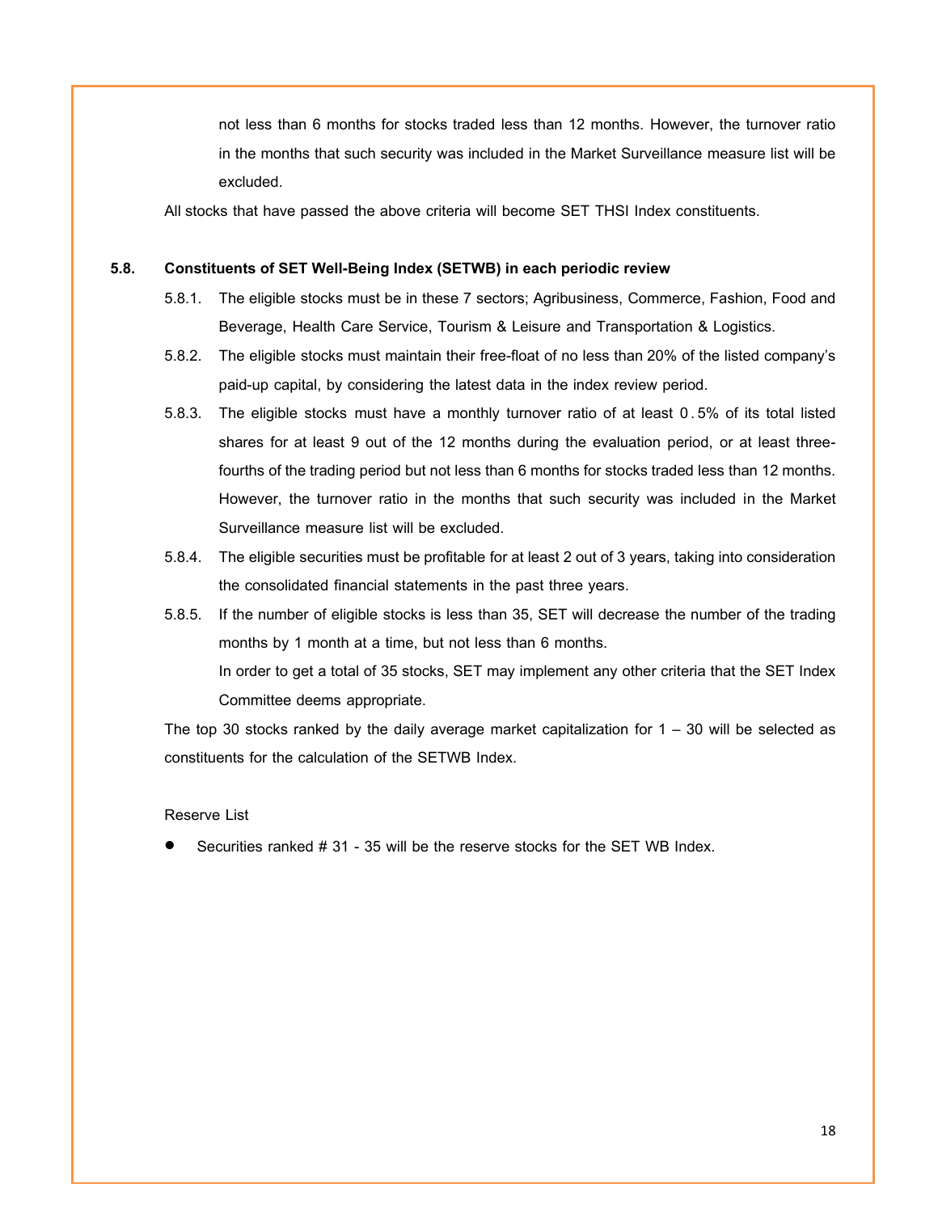not less than 6 months for stocks traded less than 12 months. However, the turnover ratio in the months that such security was included in the Market Surveillance measure list will be excluded.

All stocks that have passed the above criteria will become SET THSI Index constituents.

**5.8. Constituents of SET Well-Being Index (SETWB) in each periodic review**

5.8.1. The eligible stocks must be in these 7 sectors; Agribusiness, Commerce, Fashion, Food and Beverage, Health Care Service, Tourism & Leisure and Transportation & Logistics.

5.8.2. The eligible stocks must maintain their free-float of no less than 20% of the listed company's paid-up capital, by considering the latest data in the index review period.

5.8.3. The eligible stocks must have a monthly turnover ratio of at least 0.5% of its total listed shares for at least 9 out of the 12 months during the evaluation period, or at least three-fourths of the trading period but not less than 6 months for stocks traded less than 12 months. However, the turnover ratio in the months that such security was included in the Market Surveillance measure list will be excluded.

5.8.4. The eligible securities must be profitable for at least 2 out of 3 years, taking into consideration the consolidated financial statements in the past three years.

5.8.5. If the number of eligible stocks is less than 35, SET will decrease the number of the trading months by 1 month at a time, but not less than 6 months.

In order to get a total of 35 stocks, SET may implement any other criteria that the SET Index Committee deems appropriate.

The top 30 stocks ranked by the daily average market capitalization for 1 – 30 will be selected as constituents for the calculation of the SETWB Index.

Reserve List

- Securities ranked # 31 - 35 will be the reserve stocks for the SET WB Index.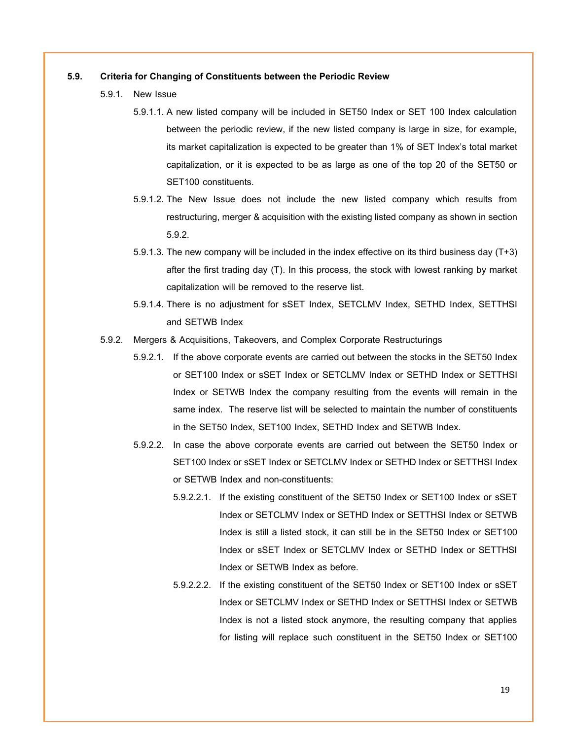### 5.9. Criteria for Changing of Constituents between the Periodic Review

5.9.1. New Issue

5.9.1.1. A new listed company will be included in SET50 Index or SET 100 Index calculation between the periodic review, if the new listed company is large in size, for example, its market capitalization is expected to be greater than 1% of SET Index's total market capitalization, or it is expected to be as large as one of the top 20 of the SET50 or SET100 constituents.

5.9.1.2. The New Issue does not include the new listed company which results from restructuring, merger & acquisition with the existing listed company as shown in section 5.9.2.

5.9.1.3. The new company will be included in the index effective on its third business day (T+3) after the first trading day (T). In this process, the stock with lowest ranking by market capitalization will be removed to the reserve list.

5.9.1.4. There is no adjustment for sSET Index, SETCLMV Index, SETHD Index, SETTHSI and SETWB Index

5.9.2. Mergers & Acquisitions, Takeovers, and Complex Corporate Restructurings

5.9.2.1. If the above corporate events are carried out between the stocks in the SET50 Index or SET100 Index or sSET Index or SETCLMV Index or SETHD Index or SETTHSI Index or SETWB Index the company resulting from the events will remain in the same index. The reserve list will be selected to maintain the number of constituents in the SET50 Index, SET100 Index, SETHD Index and SETWB Index.

5.9.2.2. In case the above corporate events are carried out between the SET50 Index or SET100 Index or sSET Index or SETCLMV Index or SETHD Index or SETTHSI Index or SETWB Index and non-constituents:

5.9.2.2.1. If the existing constituent of the SET50 Index or SET100 Index or sSET Index or SETCLMV Index or SETHD Index or SETTHSI Index or SETWB Index is still a listed stock, it can still be in the SET50 Index or SET100 Index or sSET Index or SETCLMV Index or SETHD Index or SETTHSI Index or SETWB Index as before.

5.9.2.2.2. If the existing constituent of the SET50 Index or SET100 Index or sSET Index or SETCLMV Index or SETHD Index or SETTHSI Index or SETWB Index is not a listed stock anymore, the resulting company that applies for listing will replace such constituent in the SET50 Index or SET100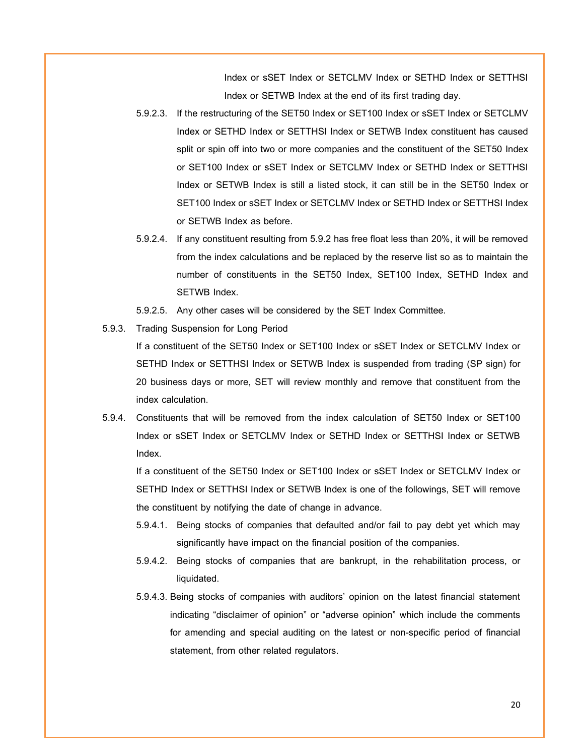Index or sSET Index or SETCLMV Index or SETHD Index or SETTHSI Index or SETWB Index at the end of its first trading day.

5.9.2.3. If the restructuring of the SET50 Index or SET100 Index or sSET Index or SETCLMV Index or SETHD Index or SETTHSI Index or SETWB Index constituent has caused split or spin off into two or more companies and the constituent of the SET50 Index or SET100 Index or sSET Index or SETCLMV Index or SETHD Index or SETTHSI Index or SETWB Index is still a listed stock, it can still be in the SET50 Index or SET100 Index or sSET Index or SETCLMV Index or SETHD Index or SETTHSI Index or SETWB Index as before.

5.9.2.4. If any constituent resulting from 5.9.2 has free float less than 20%, it will be removed from the index calculations and be replaced by the reserve list so as to maintain the number of constituents in the SET50 Index, SET100 Index, SETHD Index and SETWB Index.

5.9.2.5. Any other cases will be considered by the SET Index Committee.

5.9.3. Trading Suspension for Long Period

If a constituent of the SET50 Index or SET100 Index or sSET Index or SETCLMV Index or SETHD Index or SETTHSI Index or SETWB Index is suspended from trading (SP sign) for 20 business days or more, SET will review monthly and remove that constituent from the index calculation.

5.9.4. Constituents that will be removed from the index calculation of SET50 Index or SET100 Index or sSET Index or SETCLMV Index or SETHD Index or SETTHSI Index or SETWB Index.

If a constituent of the SET50 Index or SET100 Index or sSET Index or SETCLMV Index or SETHD Index or SETTHSI Index or SETWB Index is one of the followings, SET will remove the constituent by notifying the date of change in advance.

5.9.4.1. Being stocks of companies that defaulted and/or fail to pay debt yet which may significantly have impact on the financial position of the companies.

5.9.4.2. Being stocks of companies that are bankrupt, in the rehabilitation process, or liquidated.

5.9.4.3. Being stocks of companies with auditors' opinion on the latest financial statement indicating "disclaimer of opinion" or "adverse opinion" which include the comments for amending and special auditing on the latest or non-specific period of financial statement, from other related regulators.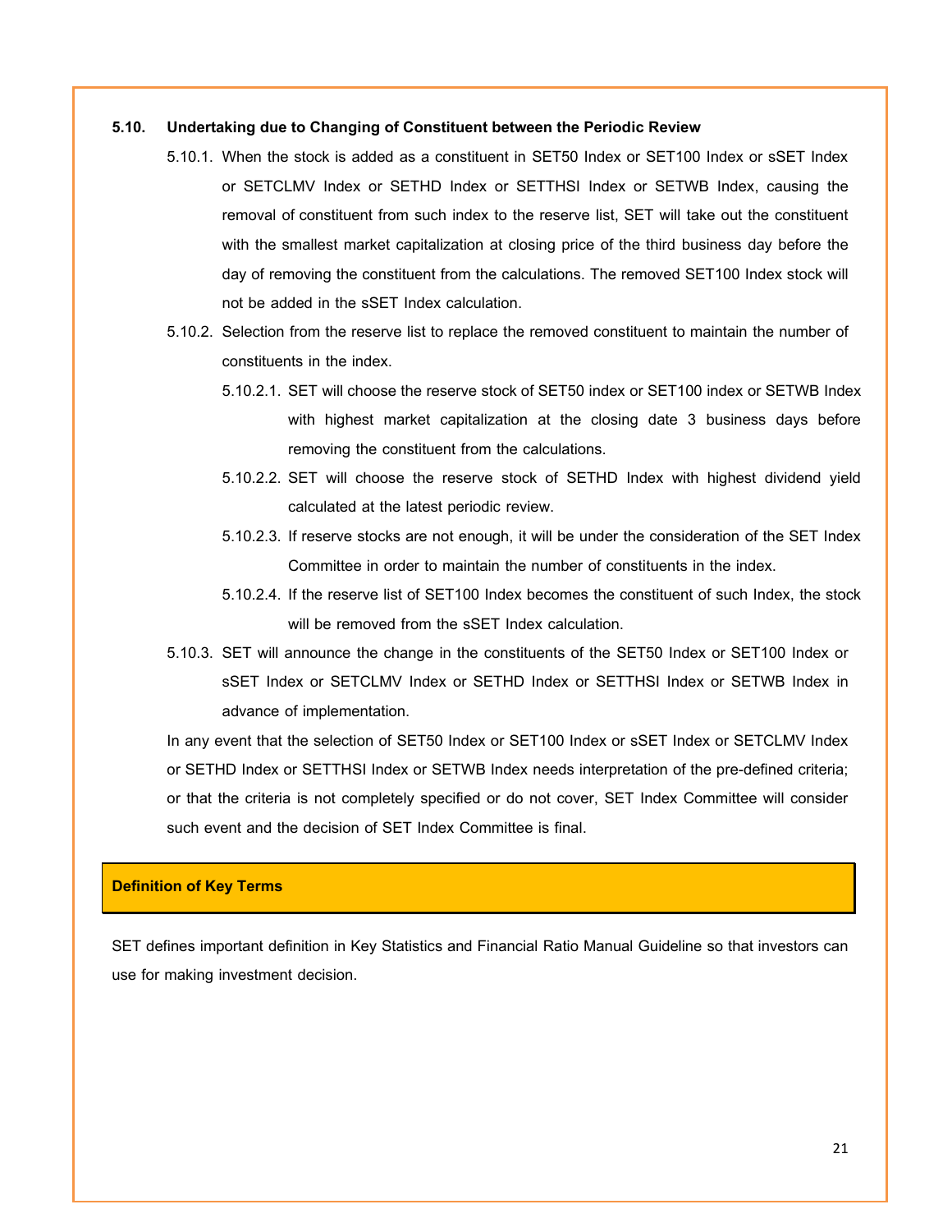**5.10. Undertaking due to Changing of Constituent between the Periodic Review**

5.10.1. When the stock is added as a constituent in SET50 Index or SET100 Index or sSET Index or SETCLMV Index or SETHD Index or SETTHSI Index or SETWB Index, causing the removal of constituent from such index to the reserve list, SET will take out the constituent with the smallest market capitalization at closing price of the third business day before the day of removing the constituent from the calculations. The removed SET100 Index stock will not be added in the sSET Index calculation.

5.10.2. Selection from the reserve list to replace the removed constituent to maintain the number of constituents in the index.

5.10.2.1. SET will choose the reserve stock of SET50 index or SET100 index or SETWB Index with highest market capitalization at the closing date 3 business days before removing the constituent from the calculations.

5.10.2.2. SET will choose the reserve stock of SETHD Index with highest dividend yield calculated at the latest periodic review.

5.10.2.3. If reserve stocks are not enough, it will be under the consideration of the SET Index Committee in order to maintain the number of constituents in the index.

5.10.2.4. If the reserve list of SET100 Index becomes the constituent of such Index, the stock will be removed from the sSET Index calculation.

5.10.3. SET will announce the change in the constituents of the SET50 Index or SET100 Index or sSET Index or SETCLMV Index or SETHD Index or SETTHSI Index or SETWB Index in advance of implementation.

In any event that the selection of SET50 Index or SET100 Index or sSET Index or SETCLMV Index or SETHD Index or SETTHSI Index or SETWB Index needs interpretation of the pre-defined criteria; or that the criteria is not completely specified or do not cover, SET Index Committee will consider such event and the decision of SET Index Committee is final.

## Definition of Key Terms

SET defines important definition in Key Statistics and Financial Ratio Manual Guideline so that investors can use for making investment decision.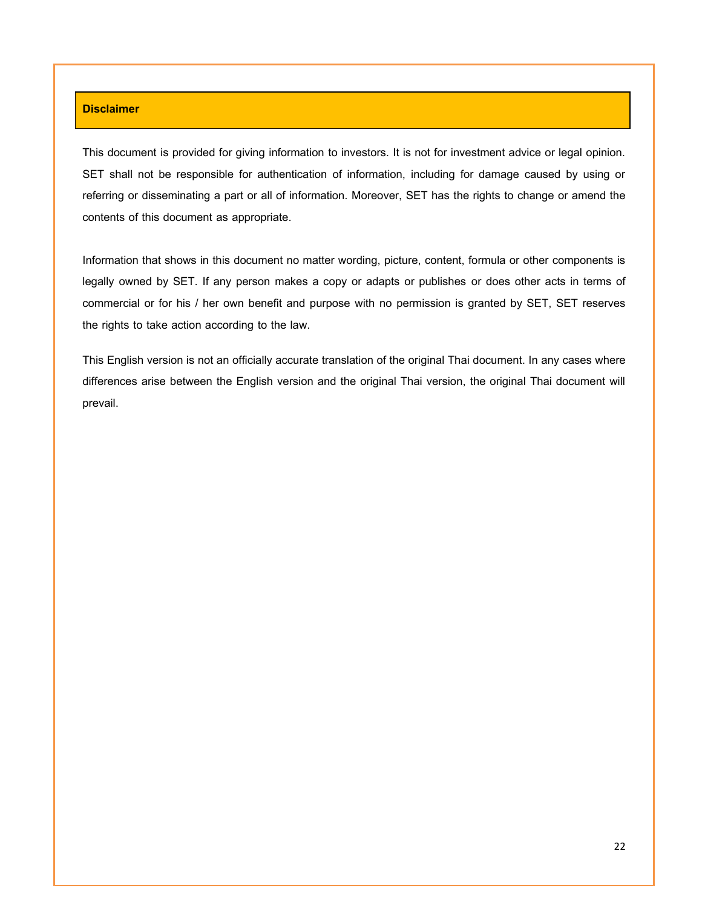## Disclaimer

This document is provided for giving information to investors. It is not for investment advice or legal opinion. SET shall not be responsible for authentication of information, including for damage caused by using or referring or disseminating a part or all of information. Moreover, SET has the rights to change or amend the contents of this document as appropriate.

Information that shows in this document no matter wording, picture, content, formula or other components is legally owned by SET. If any person makes a copy or adapts or publishes or does other acts in terms of commercial or for his / her own benefit and purpose with no permission is granted by SET, SET reserves the rights to take action according to the law.

This English version is not an officially accurate translation of the original Thai document. In any cases where differences arise between the English version and the original Thai version, the original Thai document will prevail.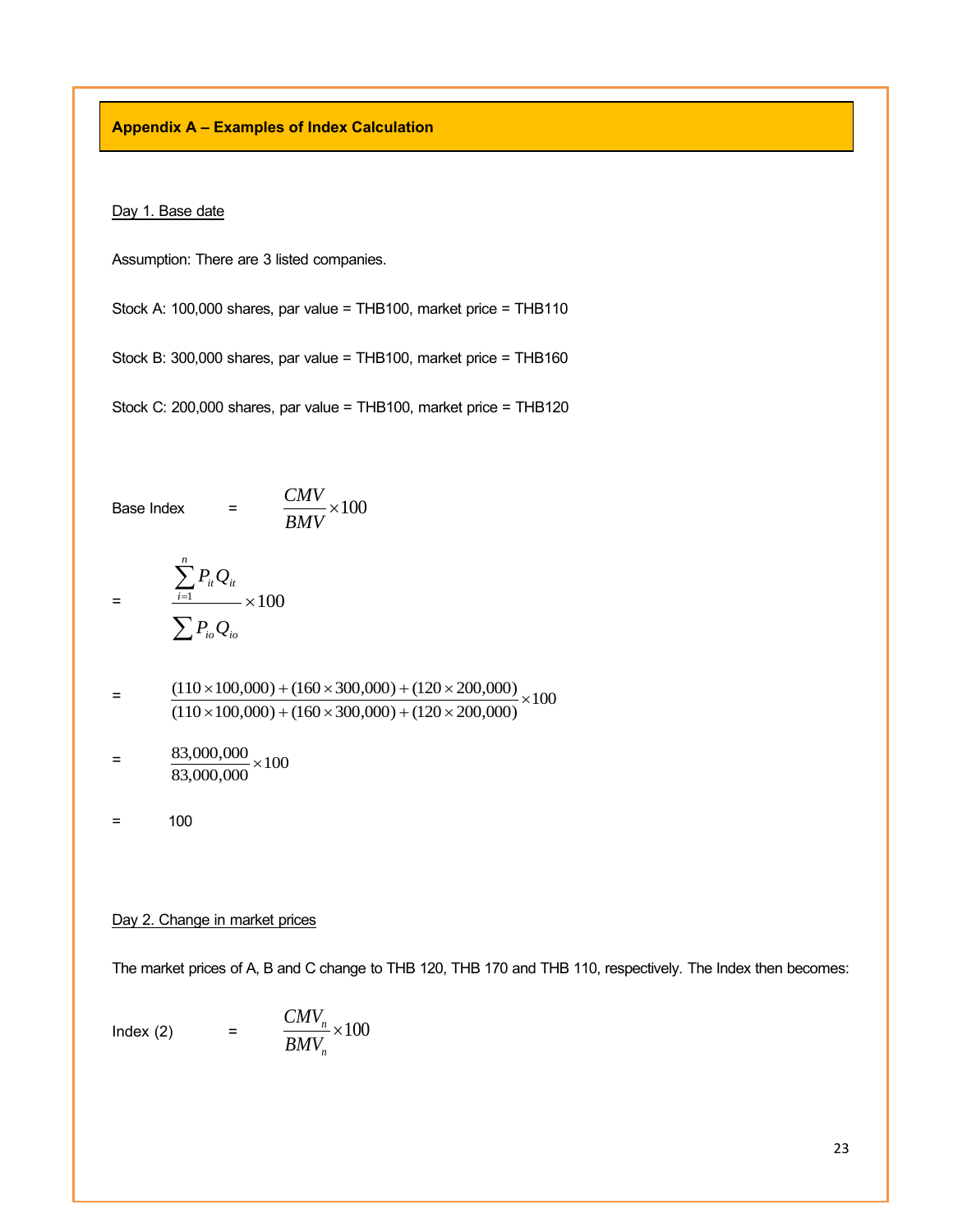## Appendix A – Examples of Index Calculation

Day 1. Base date

Assumption: There are 3 listed companies.

Stock A: 100,000 shares, par value = THB100, market price = THB110

Stock B: 300,000 shares, par value = THB100, market price = THB160

Stock C: 200,000 shares, par value = THB100, market price = THB120

Base Index $= \dfrac{CMV}{BMV} \times 100$

$$= \frac{\sum_{i=1}^{n} P_{it} Q_{it}}{\sum P_{io} Q_{io}} \times 100$$

$$= \frac{(110 \times 100{,}000) + (160 \times 300{,}000) + (120 \times 200{,}000)}{(110 \times 100{,}000) + (160 \times 300{,}000) + (120 \times 200{,}000)} \times 100$$

$$= \frac{83{,}000{,}000}{83{,}000{,}000} \times 100$$

= 100

Day 2. Change in market prices

The market prices of A, B and C change to THB 120, THB 170 and THB 110, respectively. The Index then becomes:

Index (2) $= \dfrac{CMV_n}{BMV_n} \times 100$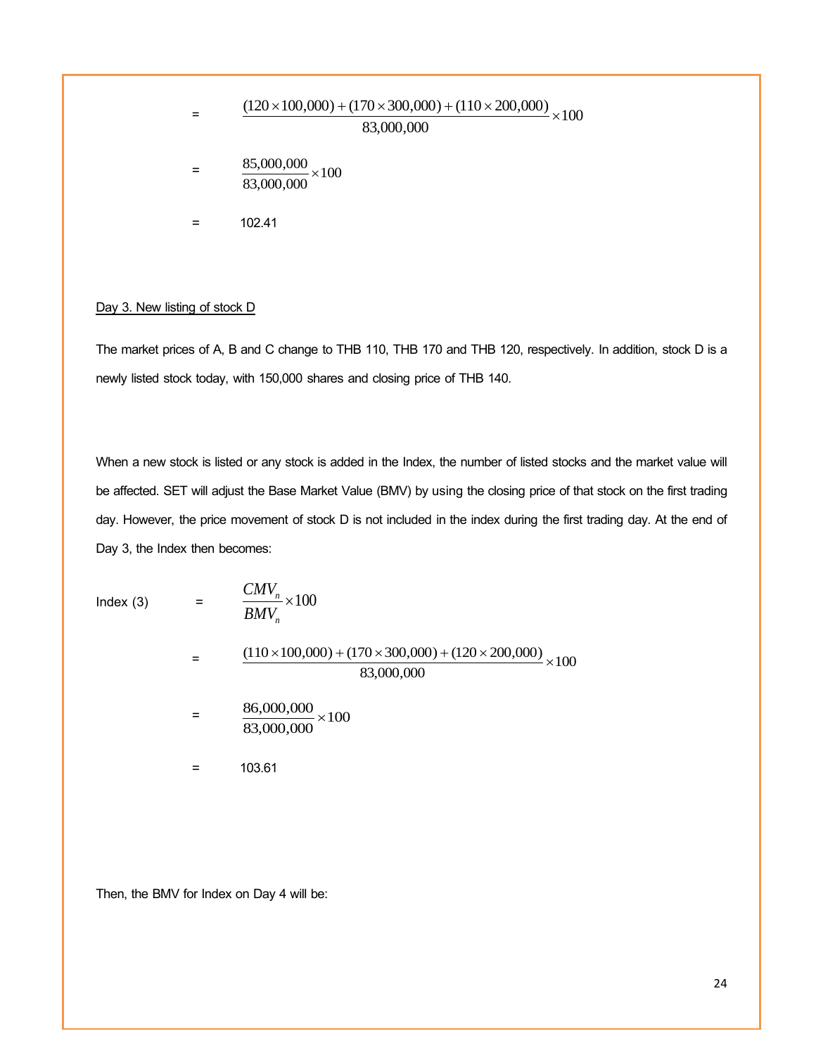$$= \frac{(120 \times 100{,}000) + (170 \times 300{,}000) + (110 \times 200{,}000)}{83{,}000{,}000} \times 100$$

$$= \frac{85{,}000{,}000}{83{,}000{,}000} \times 100$$

$$= 102.41$$

Day 3. New listing of stock D

The market prices of A, B and C change to THB 110, THB 170 and THB 120, respectively. In addition, stock D is a newly listed stock today, with 150,000 shares and closing price of THB 140.

When a new stock is listed or any stock is added in the Index, the number of listed stocks and the market value will be affected. SET will adjust the Base Market Value (BMV) by using the closing price of that stock on the first trading day. However, the price movement of stock D is not included in the index during the first trading day. At the end of Day 3, the Index then becomes:

$$\text{Index (3)} = \frac{CMV_n}{BMV_n} \times 100$$

$$= \frac{(110 \times 100{,}000) + (170 \times 300{,}000) + (120 \times 200{,}000)}{83{,}000{,}000} \times 100$$

$$= \frac{86{,}000{,}000}{83{,}000{,}000} \times 100$$

$$= 103.61$$

Then, the BMV for Index on Day 4 will be: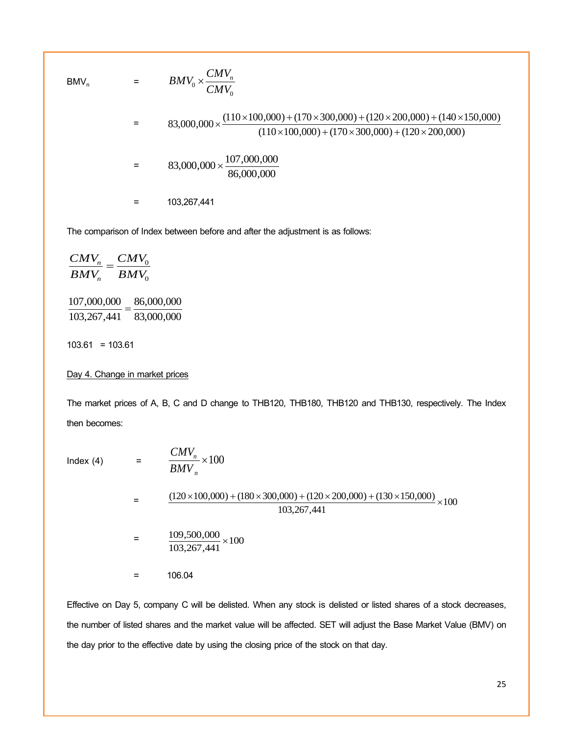$$\text{BMV}_n = BMV_0 \times \frac{CMV_n}{CMV_0}$$

$$= 83{,}000{,}000 \times \frac{(110 \times 100{,}000) + (170 \times 300{,}000) + (120 \times 200{,}000) + (140 \times 150{,}000)}{(110 \times 100{,}000) + (170 \times 300{,}000) + (120 \times 200{,}000)}$$

$$= 83{,}000{,}000 \times \frac{107{,}000{,}000}{86{,}000{,}000}$$

$$= 103{,}267{,}441$$

The comparison of Index between before and after the adjustment is as follows:

$$\frac{CMV_n}{BMV_n} = \frac{CMV_0}{BMV_0}$$

$$\frac{107{,}000{,}000}{103{,}267{,}441} = \frac{86{,}000{,}000}{83{,}000{,}000}$$

103.61 = 103.61

Day 4. Change in market prices

The market prices of A, B, C and D change to THB120, THB180, THB120 and THB130, respectively. The Index then becomes:

$$\text{Index (4)} = \frac{CMV_n}{BMV_n} \times 100$$

$$= \frac{(120 \times 100{,}000) + (180 \times 300{,}000) + (120 \times 200{,}000) + (130 \times 150{,}000)}{103{,}267{,}441} \times 100$$

$$= \frac{109{,}500{,}000}{103{,}267{,}441} \times 100$$

$$= 106.04$$

Effective on Day 5, company C will be delisted. When any stock is delisted or listed shares of a stock decreases, the number of listed shares and the market value will be affected. SET will adjust the Base Market Value (BMV) on the day prior to the effective date by using the closing price of the stock on that day.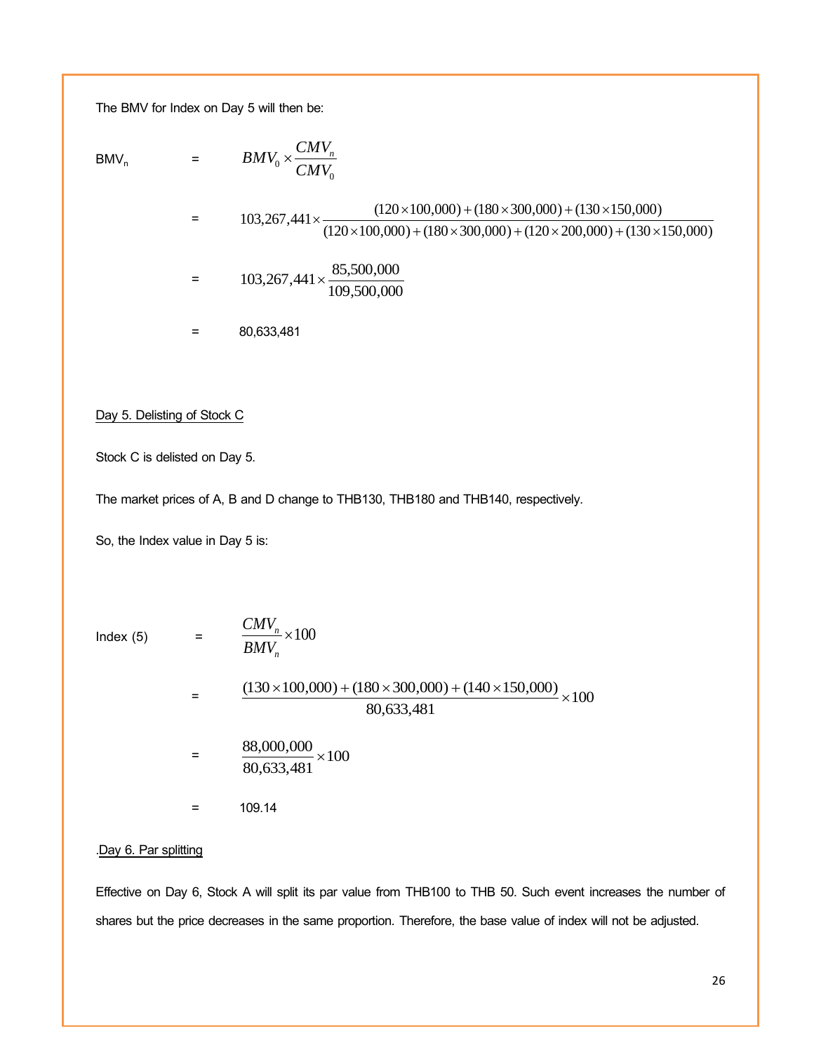The BMV for Index on Day 5 will then be:

$$BMV_n = BMV_0 \times \frac{CMV_n}{CMV_0}$$

$$= 103{,}267{,}441 \times \frac{(120 \times 100{,}000) + (180 \times 300{,}000) + (130 \times 150{,}000)}{(120 \times 100{,}000) + (180 \times 300{,}000) + (120 \times 200{,}000) + (130 \times 150{,}000)}$$

$$= 103{,}267{,}441 \times \frac{85{,}500{,}000}{109{,}500{,}000}$$

$$= 80{,}633{,}481$$

Day 5. Delisting of Stock C

Stock C is delisted on Day 5.

The market prices of A, B and D change to THB130, THB180 and THB140, respectively.

So, the Index value in Day 5 is:

$$\text{Index (5)} = \frac{CMV_n}{BMV_n} \times 100$$

$$= \frac{(130 \times 100{,}000) + (180 \times 300{,}000) + (140 \times 150{,}000)}{80{,}633{,}481} \times 100$$

$$= \frac{88{,}000{,}000}{80{,}633{,}481} \times 100$$

$$= 109.14$$

.Day 6. Par splitting

Effective on Day 6, Stock A will split its par value from THB100 to THB 50. Such event increases the number of shares but the price decreases in the same proportion. Therefore, the base value of index will not be adjusted.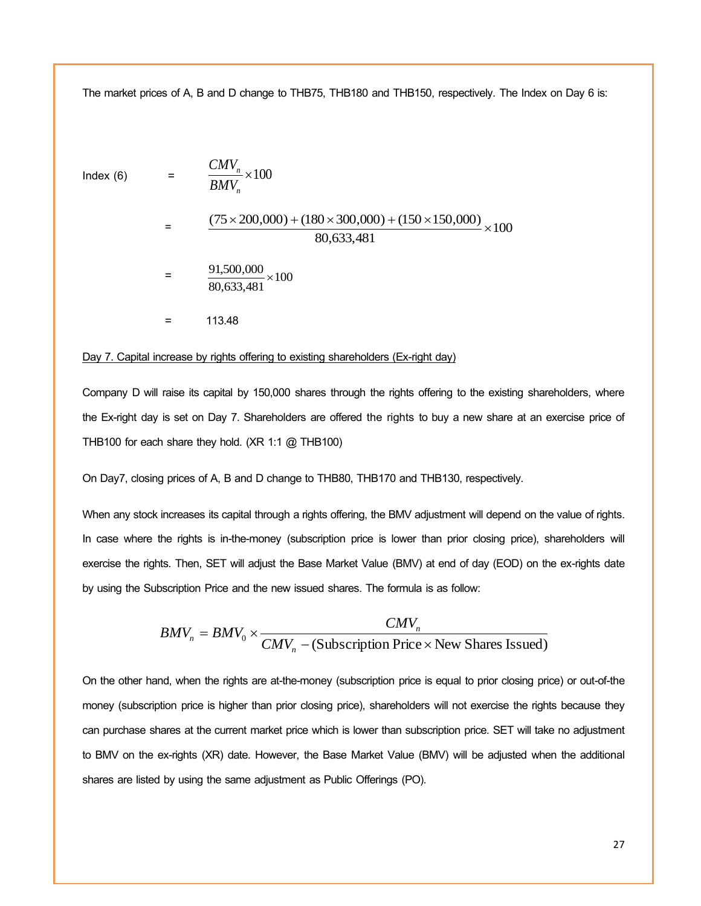The market prices of A, B and D change to THB75, THB180 and THB150, respectively. The Index on Day 6 is:

$$\text{Index (6)} = \frac{CMV_n}{BMV_n} \times 100$$

$$= \frac{(75 \times 200{,}000) + (180 \times 300{,}000) + (150 \times 150{,}000)}{80{,}633{,}481} \times 100$$

$$= \frac{91{,}500{,}000}{80{,}633{,}481} \times 100$$

$$= 113.48$$

Day 7. Capital increase by rights offering to existing shareholders (Ex-right day)

Company D will raise its capital by 150,000 shares through the rights offering to the existing shareholders, where the Ex-right day is set on Day 7. Shareholders are offered the rights to buy a new share at an exercise price of THB100 for each share they hold. (XR 1:1 @ THB100)

On Day7, closing prices of A, B and D change to THB80, THB170 and THB130, respectively.

When any stock increases its capital through a rights offering, the BMV adjustment will depend on the value of rights. In case where the rights is in-the-money (subscription price is lower than prior closing price), shareholders will exercise the rights. Then, SET will adjust the Base Market Value (BMV) at end of day (EOD) on the ex-rights date by using the Subscription Price and the new issued shares. The formula is as follow:

$$BMV_n = BMV_0 \times \frac{CMV_n}{CMV_n - (\text{Subscription Price} \times \text{New Shares Issued})}$$

On the other hand, when the rights are at-the-money (subscription price is equal to prior closing price) or out-of-the money (subscription price is higher than prior closing price), shareholders will not exercise the rights because they can purchase shares at the current market price which is lower than subscription price. SET will take no adjustment to BMV on the ex-rights (XR) date. However, the Base Market Value (BMV) will be adjusted when the additional shares are listed by using the same adjustment as Public Offerings (PO).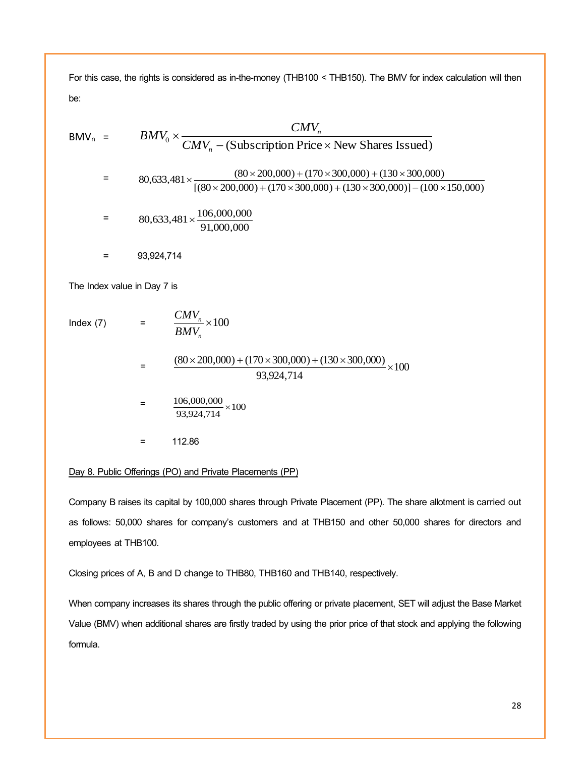For this case, the rights is considered as in-the-money (THB100 < THB150). The BMV for index calculation will then be:

$$
\begin{aligned}
BMV_n &= BMV_0 \times \frac{CMV_n}{CMV_n - (\text{Subscription Price} \times \text{New Shares Issued})} \\
&= 80{,}633{,}481 \times \frac{(80 \times 200{,}000) + (170 \times 300{,}000) + (130 \times 300{,}000)}{[(80 \times 200{,}000) + (170 \times 300{,}000) + (130 \times 300{,}000)] - (100 \times 150{,}000)} \\
&= 80{,}633{,}481 \times \frac{106{,}000{,}000}{91{,}000{,}000} \\
&= 93{,}924{,}714
\end{aligned}
$$

The Index value in Day 7 is

$$
\begin{aligned}
\text{Index (7)} &= \frac{CMV_n}{BMV_n} \times 100 \\
&= \frac{(80 \times 200{,}000) + (170 \times 300{,}000) + (130 \times 300{,}000)}{93{,}924{,}714} \times 100 \\
&= \frac{106{,}000{,}000}{93{,}924{,}714} \times 100 \\
&= 112.86
\end{aligned}
$$

Day 8. Public Offerings (PO) and Private Placements (PP)

Company B raises its capital by 100,000 shares through Private Placement (PP). The share allotment is carried out as follows: 50,000 shares for company's customers and at THB150 and other 50,000 shares for directors and employees at THB100.

Closing prices of A, B and D change to THB80, THB160 and THB140, respectively.

When company increases its shares through the public offering or private placement, SET will adjust the Base Market Value (BMV) when additional shares are firstly traded by using the prior price of that stock and applying the following formula.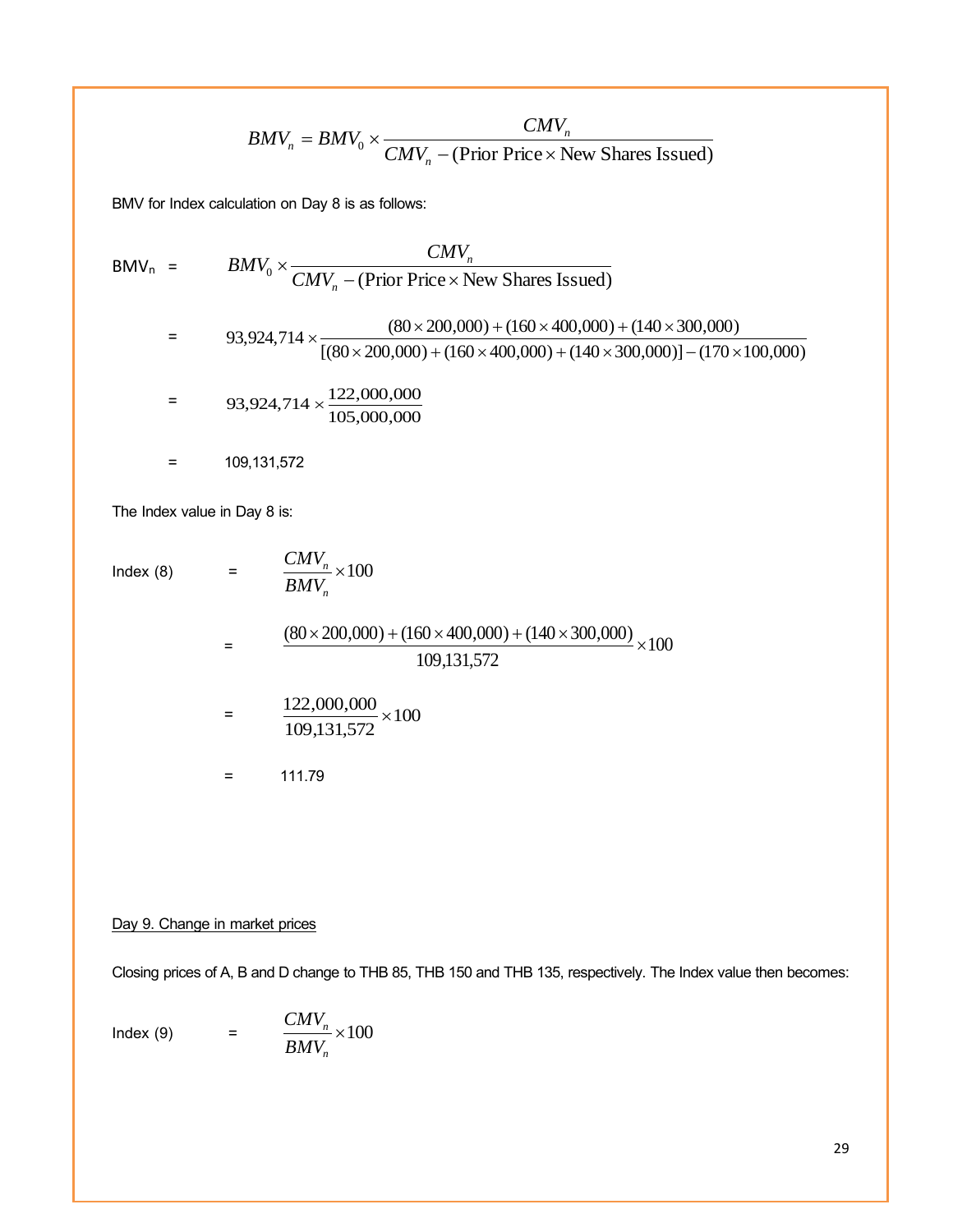$$BMV_n = BMV_0 \times \frac{CMV_n}{CMV_n - (\text{Prior Price} \times \text{New Shares Issued})}$$

BMV for Index calculation on Day 8 is as follows:

$$\text{BMV}_n = BMV_0 \times \frac{CMV_n}{CMV_n - (\text{Prior Price} \times \text{New Shares Issued})}$$

$$= 93{,}924{,}714 \times \frac{(80 \times 200{,}000) + (160 \times 400{,}000) + (140 \times 300{,}000)}{[(80 \times 200{,}000) + (160 \times 400{,}000) + (140 \times 300{,}000)] - (170 \times 100{,}000)}$$

$$= 93{,}924{,}714 \times \frac{122{,}000{,}000}{105{,}000{,}000}$$

$$= 109{,}131{,}572$$

The Index value in Day 8 is:

$$\text{Index (8)} = \frac{CMV_n}{BMV_n} \times 100$$

$$= \frac{(80 \times 200{,}000) + (160 \times 400{,}000) + (140 \times 300{,}000)}{109{,}131{,}572} \times 100$$

$$= \frac{122{,}000{,}000}{109{,}131{,}572} \times 100$$

$$= 111.79$$

Day 9. Change in market prices

Closing prices of A, B and D change to THB 85, THB 150 and THB 135, respectively. The Index value then becomes:

$$\text{Index (9)} = \frac{CMV_n}{BMV_n} \times 100$$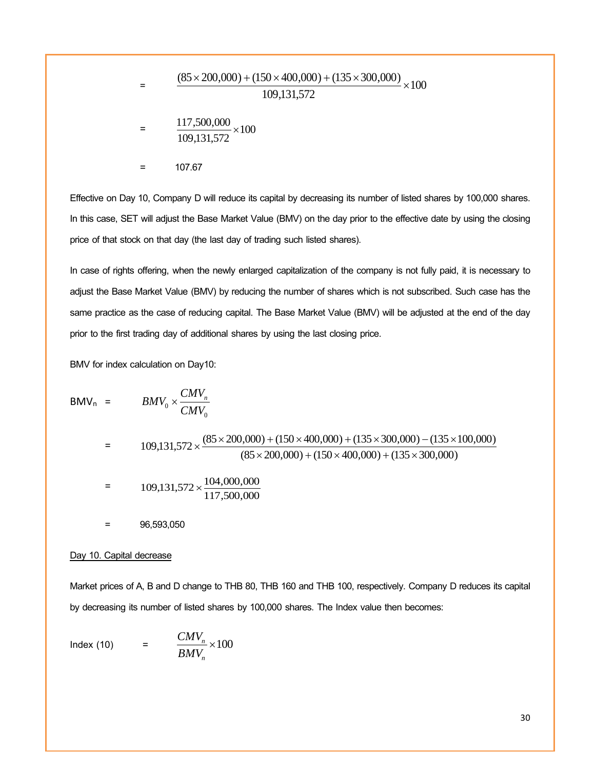$$= \frac{(85 \times 200{,}000) + (150 \times 400{,}000) + (135 \times 300{,}000)}{109{,}131{,}572} \times 100$$

$$= \frac{117{,}500{,}000}{109{,}131{,}572} \times 100$$

$$= 107.67$$

Effective on Day 10, Company D will reduce its capital by decreasing its number of listed shares by 100,000 shares. In this case, SET will adjust the Base Market Value (BMV) on the day prior to the effective date by using the closing price of that stock on that day (the last day of trading such listed shares).

In case of rights offering, when the newly enlarged capitalization of the company is not fully paid, it is necessary to adjust the Base Market Value (BMV) by reducing the number of shares which is not subscribed. Such case has the same practice as the case of reducing capital. The Base Market Value (BMV) will be adjusted at the end of the day prior to the first trading day of additional shares by using the last closing price.

BMV for index calculation on Day10:

$$BMV_n = BMV_0 \times \frac{CMV_n}{CMV_0}$$

$$= 109{,}131{,}572 \times \frac{(85 \times 200{,}000) + (150 \times 400{,}000) + (135 \times 300{,}000) - (135 \times 100{,}000)}{(85 \times 200{,}000) + (150 \times 400{,}000) + (135 \times 300{,}000)}$$

$$= 109{,}131{,}572 \times \frac{104{,}000{,}000}{117{,}500{,}000}$$

$$= 96{,}593{,}050$$

Day 10. Capital decrease

Market prices of A, B and D change to THB 80, THB 160 and THB 100, respectively. Company D reduces its capital by decreasing its number of listed shares by 100,000 shares. The Index value then becomes:

$$\text{Index (10)} = \frac{CMV_n}{BMV_n} \times 100$$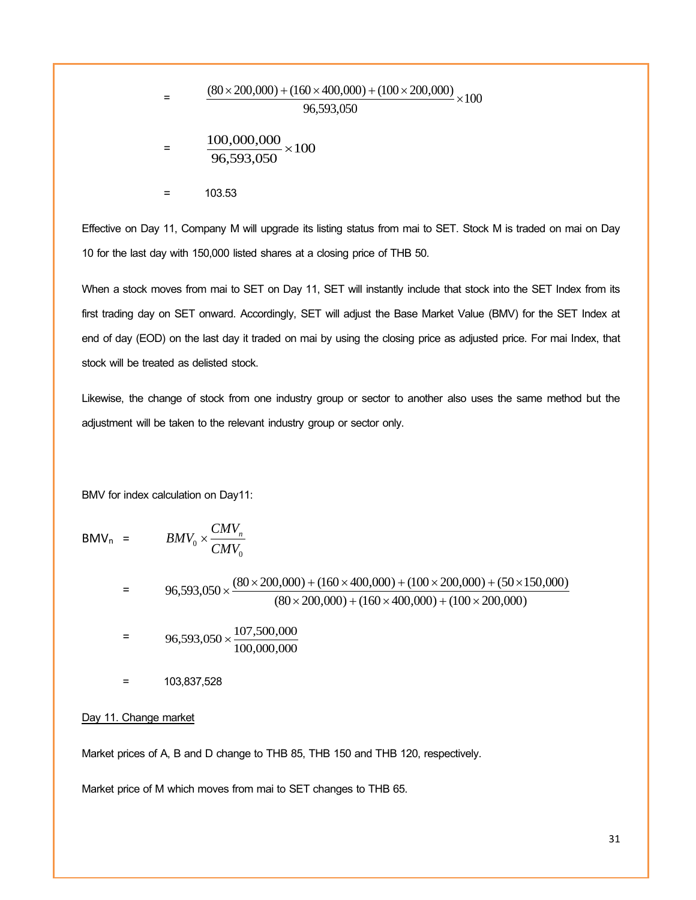$$= \frac{(80 \times 200{,}000) + (160 \times 400{,}000) + (100 \times 200{,}000)}{96{,}593{,}050} \times 100$$

$$= \frac{100{,}000{,}000}{96{,}593{,}050} \times 100$$

$$= 103.53$$

Effective on Day 11, Company M will upgrade its listing status from mai to SET. Stock M is traded on mai on Day 10 for the last day with 150,000 listed shares at a closing price of THB 50.

When a stock moves from mai to SET on Day 11, SET will instantly include that stock into the SET Index from its first trading day on SET onward. Accordingly, SET will adjust the Base Market Value (BMV) for the SET Index at end of day (EOD) on the last day it traded on mai by using the closing price as adjusted price. For mai Index, that stock will be treated as delisted stock.

Likewise, the change of stock from one industry group or sector to another also uses the same method but the adjustment will be taken to the relevant industry group or sector only.

BMV for index calculation on Day11:

$$BMV_n = BMV_0 \times \frac{CMV_n}{CMV_0}$$

$$= 96{,}593{,}050 \times \frac{(80 \times 200{,}000) + (160 \times 400{,}000) + (100 \times 200{,}000) + (50 \times 150{,}000)}{(80 \times 200{,}000) + (160 \times 400{,}000) + (100 \times 200{,}000)}$$

$$= 96{,}593{,}050 \times \frac{107{,}500{,}000}{100{,}000{,}000}$$

$$= 103{,}837{,}528$$

Day 11. Change market

Market prices of A, B and D change to THB 85, THB 150 and THB 120, respectively.

Market price of M which moves from mai to SET changes to THB 65.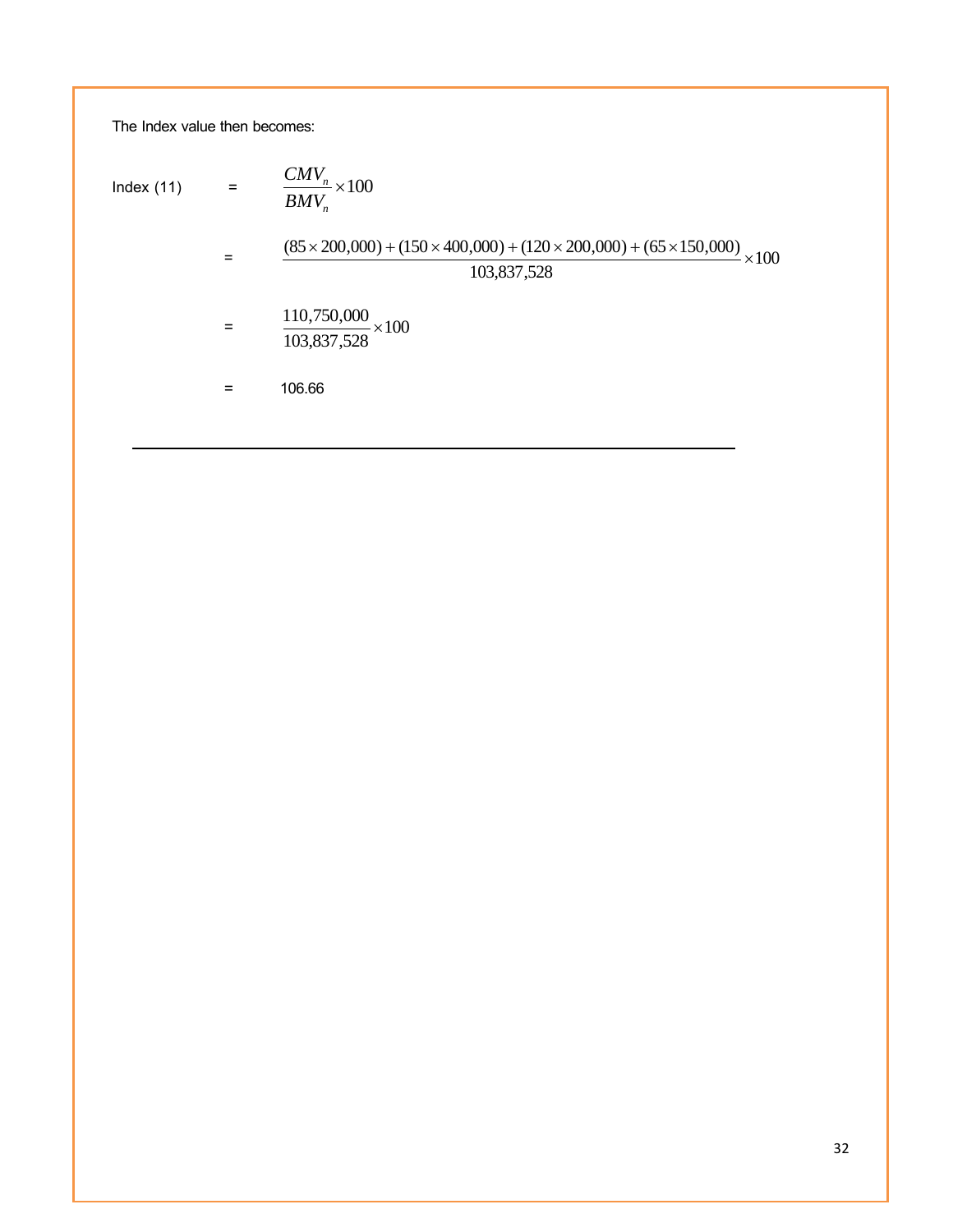The Index value then becomes:

$$\text{Index (11)} = \frac{CMV_n}{BMV_n} \times 100$$

$$= \frac{(85 \times 200{,}000) + (150 \times 400{,}000) + (120 \times 200{,}000) + (65 \times 150{,}000)}{103{,}837{,}528} \times 100$$

$$= \frac{110{,}750{,}000}{103{,}837{,}528} \times 100$$

$$= 106.66$$

---